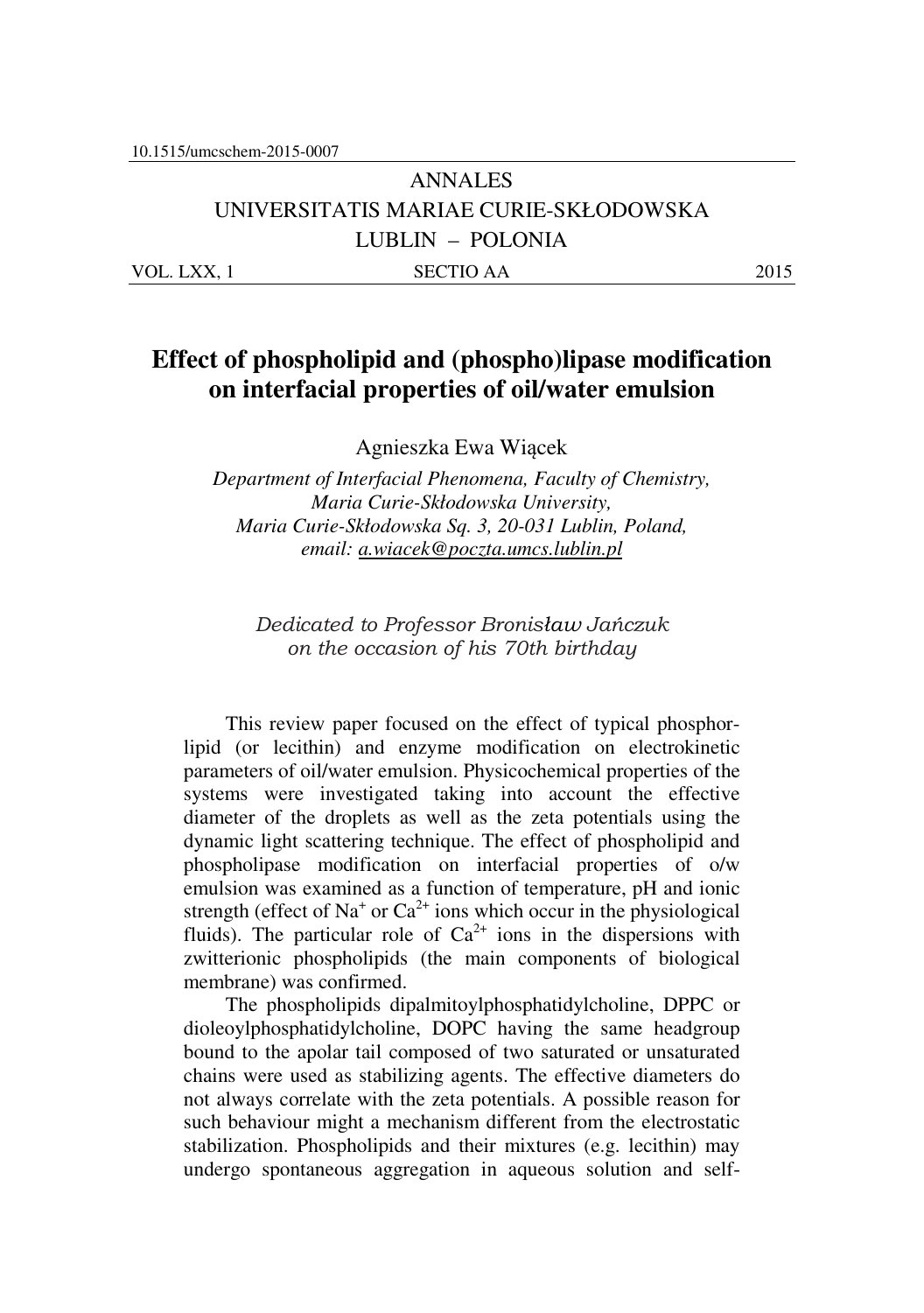10.1515/umcschem-2015-0007

ANNALES
UNIVERSITATIS MARIAE CURIE-SKŁODOWSKA
LUBLIN – POLONIA

VOL. LXX, 1 SECTIO AA 2015

# Effect of phospholipid and (phospho)lipase modification on interfacial properties of oil/water emulsion

Agnieszka Ewa Wiącek

*Department of Interfacial Phenomena, Faculty of Chemistry, Maria Curie-Skłodowska University, Maria Curie-Skłodowska Sq. 3, 20-031 Lublin, Poland, email: a.wiacek@poczta.umcs.lublin.pl*

*Dedicated to Professor Bronisław Jańczuk on the occasion of his 70th birthday*

This review paper focused on the effect of typical phosphorlipid (or lecithin) and enzyme modification on electrokinetic parameters of oil/water emulsion. Physicochemical properties of the systems were investigated taking into account the effective diameter of the droplets as well as the zeta potentials using the dynamic light scattering technique. The effect of phospholipid and phospholipase modification on interfacial properties of o/w emulsion was examined as a function of temperature, pH and ionic strength (effect of $Na^{+}$ or $Ca^{2+}$ ions which occur in the physiological fluids). The particular role of $Ca^{2+}$ ions in the dispersions with zwitterionic phospholipids (the main components of biological membrane) was confirmed.

The phospholipids dipalmitoylphosphatidylcholine, DPPC or dioleoylphosphatidylcholine, DOPC having the same headgroup bound to the apolar tail composed of two saturated or unsaturated chains were used as stabilizing agents. The effective diameters do not always correlate with the zeta potentials. A possible reason for such behaviour might a mechanism different from the electrostatic stabilization. Phospholipids and their mixtures (e.g. lecithin) may undergo spontaneous aggregation in aqueous solution and self-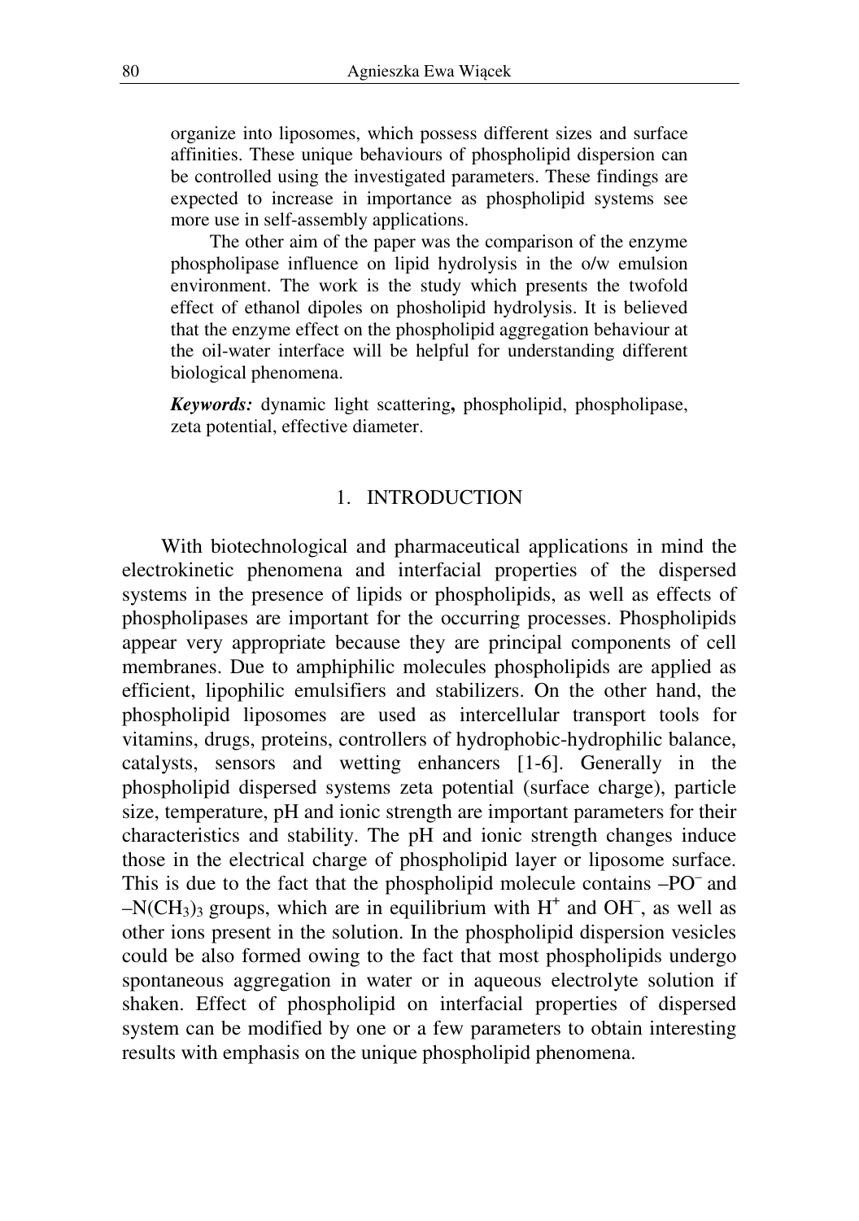organize into liposomes, which possess different sizes and surface affinities. These unique behaviours of phospholipid dispersion can be controlled using the investigated parameters. These findings are expected to increase in importance as phospholipid systems see more use in self-assembly applications.

The other aim of the paper was the comparison of the enzyme phospholipase influence on lipid hydrolysis in the o/w emulsion environment. The work is the study which presents the twofold effect of ethanol dipoles on phosholipid hydrolysis. It is believed that the enzyme effect on the phospholipid aggregation behaviour at the oil-water interface will be helpful for understanding different biological phenomena.

***Keywords:*** dynamic light scattering**,** phospholipid, phospholipase, zeta potential, effective diameter.

## 1. INTRODUCTION

With biotechnological and pharmaceutical applications in mind the electrokinetic phenomena and interfacial properties of the dispersed systems in the presence of lipids or phospholipids, as well as effects of phospholipases are important for the occurring processes. Phospholipids appear very appropriate because they are principal components of cell membranes. Due to amphiphilic molecules phospholipids are applied as efficient, lipophilic emulsifiers and stabilizers. On the other hand, the phospholipid liposomes are used as intercellular transport tools for vitamins, drugs, proteins, controllers of hydrophobic-hydrophilic balance, catalysts, sensors and wetting enhancers [1-6]. Generally in the phospholipid dispersed systems zeta potential (surface charge), particle size, temperature, pH and ionic strength are important parameters for their characteristics and stability. The pH and ionic strength changes induce those in the electrical charge of phospholipid layer or liposome surface. This is due to the fact that the phospholipid molecule contains $–PO^{-}$ and $–N(CH_3)_3$ groups, which are in equilibrium with $H^{+}$ and $OH^{–}$, as well as other ions present in the solution. In the phospholipid dispersion vesicles could be also formed owing to the fact that most phospholipids undergo spontaneous aggregation in water or in aqueous electrolyte solution if shaken. Effect of phospholipid on interfacial properties of dispersed system can be modified by one or a few parameters to obtain interesting results with emphasis on the unique phospholipid phenomena.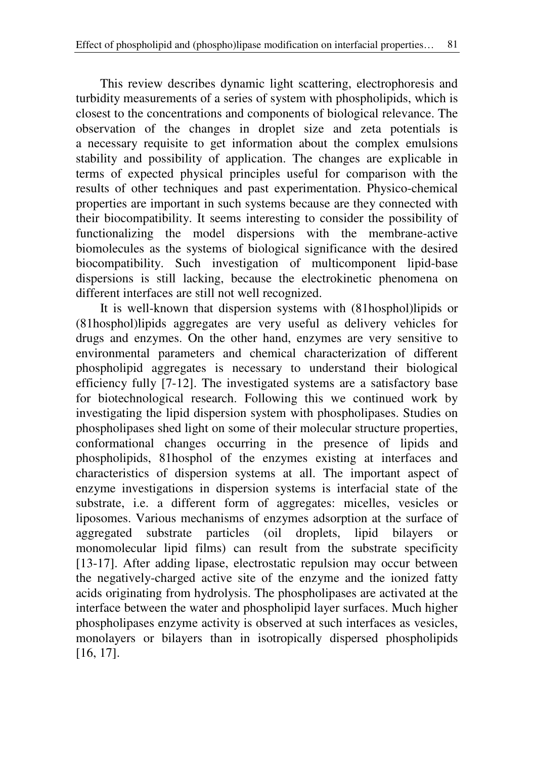This review describes dynamic light scattering, electrophoresis and turbidity measurements of a series of system with phospholipids, which is closest to the concentrations and components of biological relevance. The observation of the changes in droplet size and zeta potentials is a necessary requisite to get information about the complex emulsions stability and possibility of application. The changes are explicable in terms of expected physical principles useful for comparison with the results of other techniques and past experimentation. Physico-chemical properties are important in such systems because are they connected with their biocompatibility. It seems interesting to consider the possibility of functionalizing the model dispersions with the membrane-active biomolecules as the systems of biological significance with the desired biocompatibility. Such investigation of multicomponent lipid-base dispersions is still lacking, because the electrokinetic phenomena on different interfaces are still not well recognized.

It is well-known that dispersion systems with (81hosphol)lipids or (81hosphol)lipids aggregates are very useful as delivery vehicles for drugs and enzymes. On the other hand, enzymes are very sensitive to environmental parameters and chemical characterization of different phospholipid aggregates is necessary to understand their biological efficiency fully [7-12]. The investigated systems are a satisfactory base for biotechnological research. Following this we continued work by investigating the lipid dispersion system with phospholipases. Studies on phospholipases shed light on some of their molecular structure properties, conformational changes occurring in the presence of lipids and phospholipids, 81hosphol of the enzymes existing at interfaces and characteristics of dispersion systems at all. The important aspect of enzyme investigations in dispersion systems is interfacial state of the substrate, i.e. a different form of aggregates: micelles, vesicles or liposomes. Various mechanisms of enzymes adsorption at the surface of aggregated substrate particles (oil droplets, lipid bilayers or monomolecular lipid films) can result from the substrate specificity [13-17]. After adding lipase, electrostatic repulsion may occur between the negatively-charged active site of the enzyme and the ionized fatty acids originating from hydrolysis. The phospholipases are activated at the interface between the water and phospholipid layer surfaces. Much higher phospholipases enzyme activity is observed at such interfaces as vesicles, monolayers or bilayers than in isotropically dispersed phospholipids [16, 17].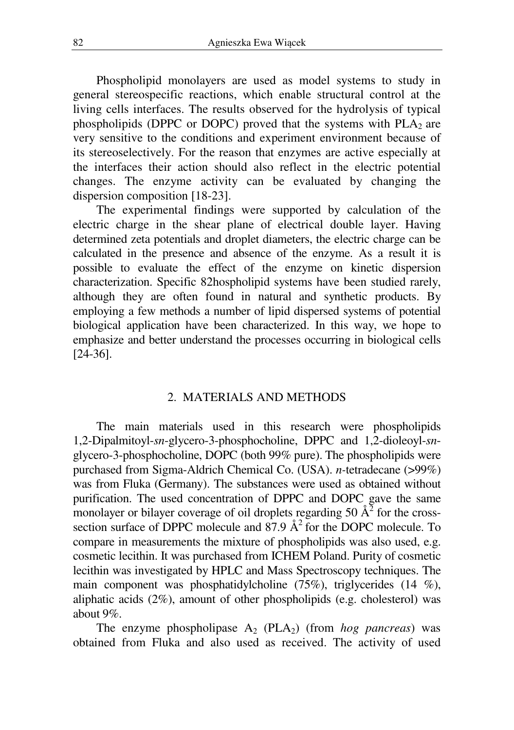Phospholipid monolayers are used as model systems to study in general stereospecific reactions, which enable structural control at the living cells interfaces. The results observed for the hydrolysis of typical phospholipids (DPPC or DOPC) proved that the systems with $PLA_2$ are very sensitive to the conditions and experiment environment because of its stereoselectively. For the reason that enzymes are active especially at the interfaces their action should also reflect in the electric potential changes. The enzyme activity can be evaluated by changing the dispersion composition [18-23].

The experimental findings were supported by calculation of the electric charge in the shear plane of electrical double layer. Having determined zeta potentials and droplet diameters, the electric charge can be calculated in the presence and absence of the enzyme. As a result it is possible to evaluate the effect of the enzyme on kinetic dispersion characterization. Specific 82hospholipid systems have been studied rarely, although they are often found in natural and synthetic products. By employing a few methods a number of lipid dispersed systems of potential biological application have been characterized. In this way, we hope to emphasize and better understand the processes occurring in biological cells [24-36].

## 2. MATERIALS AND METHODS

The main materials used in this research were phospholipids 1,2-Dipalmitoyl-*sn*-glycero-3-phosphocholine, DPPC and 1,2-dioleoyl-*sn*-glycero-3-phosphocholine, DOPC (both 99% pure). The phospholipids were purchased from Sigma-Aldrich Chemical Co. (USA). *n*-tetradecane (>99%) was from Fluka (Germany). The substances were used as obtained without purification. The used concentration of DPPC and DOPC gave the same monolayer or bilayer coverage of oil droplets regarding 50 $Å^2$ for the cross-section surface of DPPC molecule and 87.9 $Å^2$ for the DOPC molecule. To compare in measurements the mixture of phospholipids was also used, e.g. cosmetic lecithin. It was purchased from ICHEM Poland. Purity of cosmetic lecithin was investigated by HPLC and Mass Spectroscopy techniques. The main component was phosphatidylcholine (75%), triglycerides (14 %), aliphatic acids (2%), amount of other phospholipids (e.g. cholesterol) was about 9%.

The enzyme phospholipase $A_2$ ($PLA_2$) (from *hog pancreas*) was obtained from Fluka and also used as received. The activity of used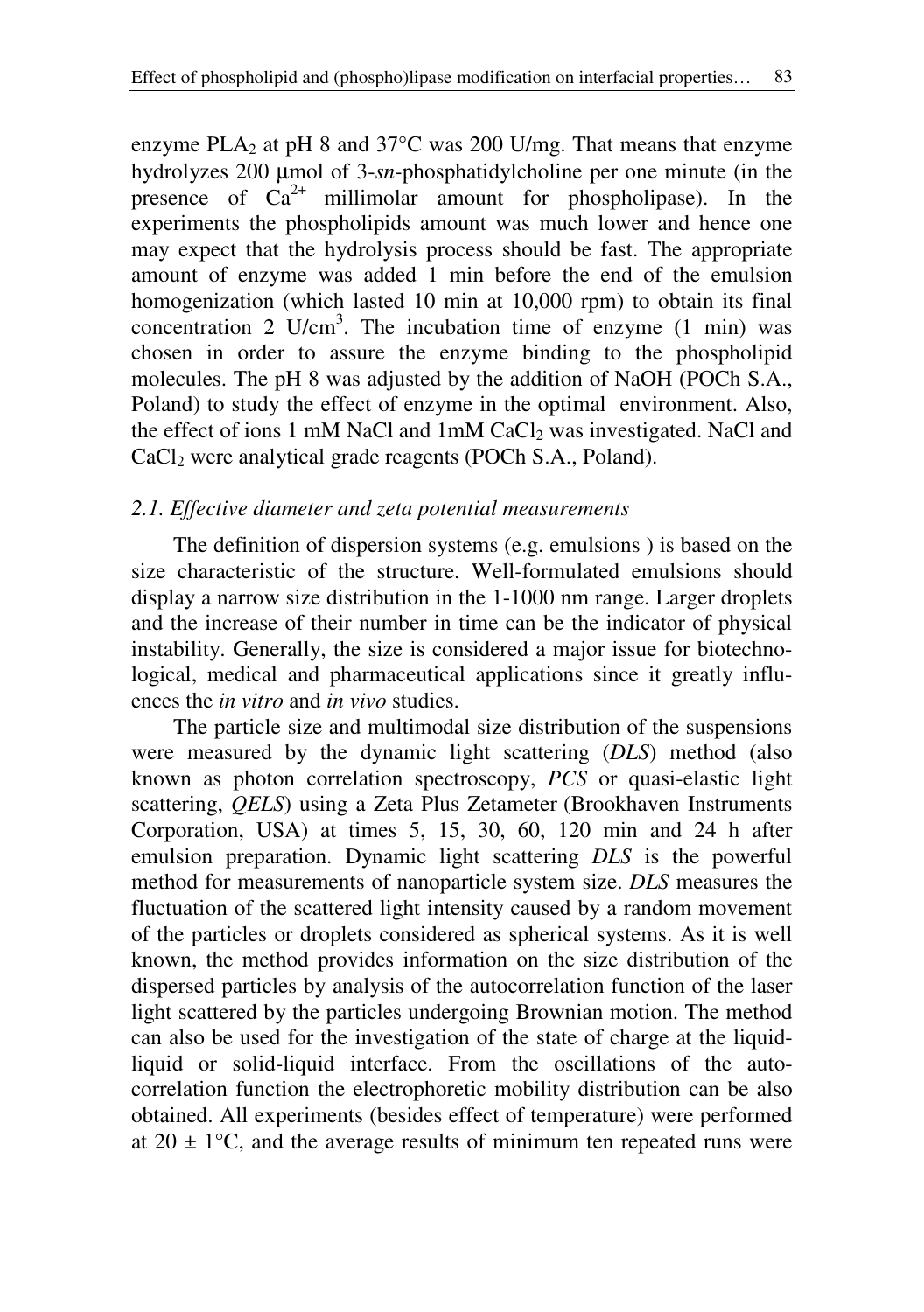enzyme $PLA_2$ at pH 8 and 37°C was 200 U/mg. That means that enzyme hydrolyzes 200 μmol of 3-*sn*-phosphatidylcholine per one minute (in the presence of $Ca^{2+}$ millimolar amount for phospholipase). In the experiments the phospholipids amount was much lower and hence one may expect that the hydrolysis process should be fast. The appropriate amount of enzyme was added 1 min before the end of the emulsion homogenization (which lasted 10 min at 10,000 rpm) to obtain its final concentration 2 U/$cm^3$. The incubation time of enzyme (1 min) was chosen in order to assure the enzyme binding to the phospholipid molecules. The pH 8 was adjusted by the addition of NaOH (POCh S.A., Poland) to study the effect of enzyme in the optimal environment. Also, the effect of ions 1 mM NaCl and 1mM $CaCl_2$ was investigated. NaCl and $CaCl_2$ were analytical grade reagents (POCh S.A., Poland).

### *2.1. Effective diameter and zeta potential measurements*

The definition of dispersion systems (e.g. emulsions ) is based on the size characteristic of the structure. Well-formulated emulsions should display a narrow size distribution in the 1-1000 nm range. Larger droplets and the increase of their number in time can be the indicator of physical instability. Generally, the size is considered a major issue for biotechnological, medical and pharmaceutical applications since it greatly influences the *in vitro* and *in vivo* studies.

The particle size and multimodal size distribution of the suspensions were measured by the dynamic light scattering (*DLS*) method (also known as photon correlation spectroscopy, *PCS* or quasi-elastic light scattering, *QELS*) using a Zeta Plus Zetameter (Brookhaven Instruments Corporation, USA) at times 5, 15, 30, 60, 120 min and 24 h after emulsion preparation. Dynamic light scattering *DLS* is the powerful method for measurements of nanoparticle system size. *DLS* measures the fluctuation of the scattered light intensity caused by a random movement of the particles or droplets considered as spherical systems. As it is well known, the method provides information on the size distribution of the dispersed particles by analysis of the autocorrelation function of the laser light scattered by the particles undergoing Brownian motion. The method can also be used for the investigation of the state of charge at the liquid-liquid or solid-liquid interface. From the oscillations of the autocorrelation function the electrophoretic mobility distribution can be also obtained. All experiments (besides effect of temperature) were performed at 20 ± 1°C, and the average results of minimum ten repeated runs were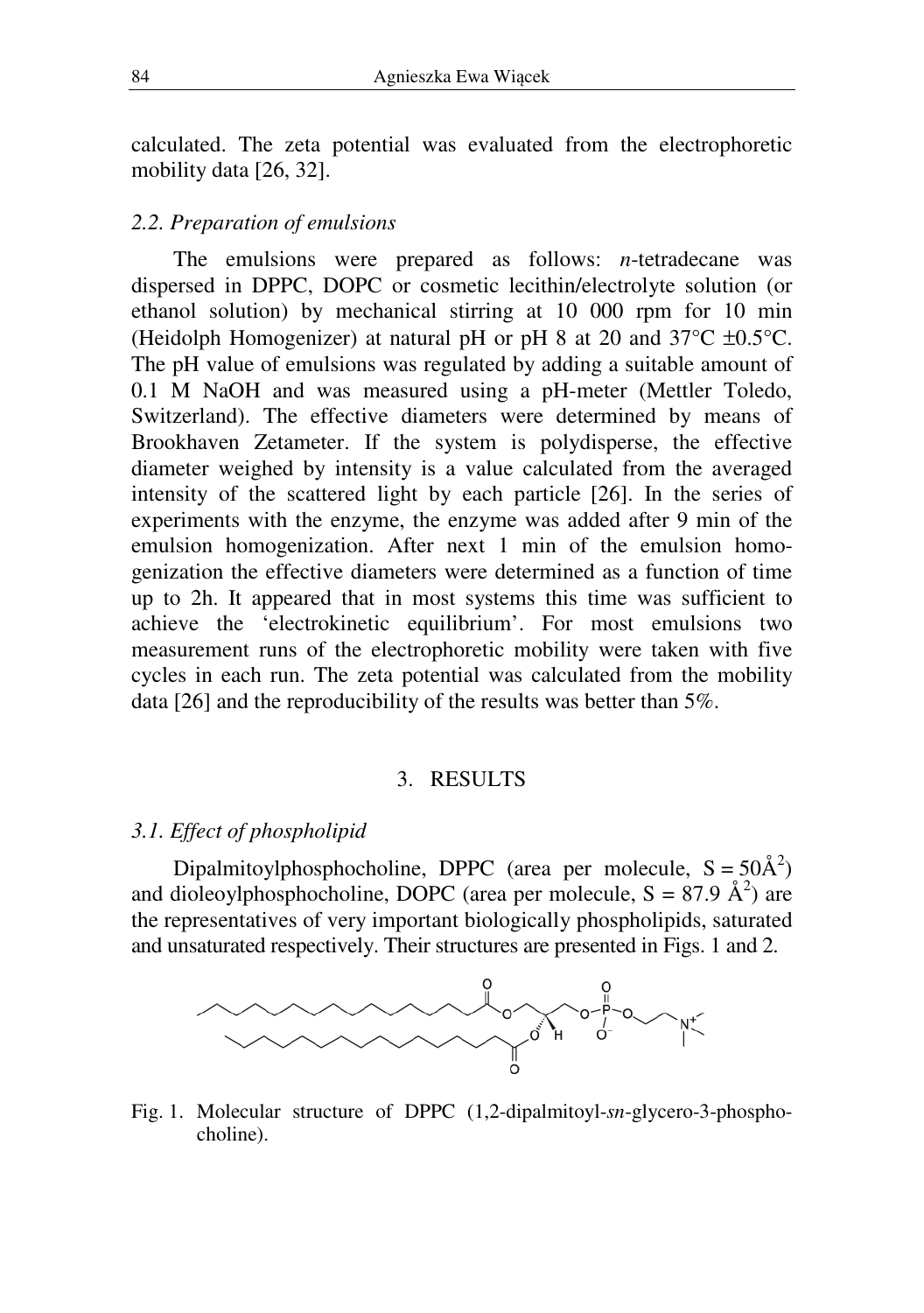calculated. The zeta potential was evaluated from the electrophoretic mobility data [26, 32].

### 2.2. Preparation of emulsions

The emulsions were prepared as follows: *n*-tetradecane was dispersed in DPPC, DOPC or cosmetic lecithin/electrolyte solution (or ethanol solution) by mechanical stirring at 10 000 rpm for 10 min (Heidolph Homogenizer) at natural pH or pH 8 at 20 and 37°C ±0.5°C. The pH value of emulsions was regulated by adding a suitable amount of 0.1 M NaOH and was measured using a pH-meter (Mettler Toledo, Switzerland). The effective diameters were determined by means of Brookhaven Zetameter. If the system is polydisperse, the effective diameter weighed by intensity is a value calculated from the averaged intensity of the scattered light by each particle [26]. In the series of experiments with the enzyme, the enzyme was added after 9 min of the emulsion homogenization. After next 1 min of the emulsion homogenization the effective diameters were determined as a function of time up to 2h. It appeared that in most systems this time was sufficient to achieve the 'electrokinetic equilibrium'. For most emulsions two measurement runs of the electrophoretic mobility were taken with five cycles in each run. The zeta potential was calculated from the mobility data [26] and the reproducibility of the results was better than 5%.

## 3. RESULTS

### 3.1. Effect of phospholipid

Dipalmitoylphosphocholine, DPPC (area per molecule, $S = 50\text{Å}^2$) and dioleoylphosphocholine, DOPC (area per molecule, $S = 87.9\ \text{Å}^2$) are the representatives of very important biologically phospholipids, saturated and unsaturated respectively. Their structures are presented in Figs. 1 and 2.

Fig. 1. Molecular structure of DPPC (1,2-dipalmitoyl-*sn*-glycero-3-phosphocholine).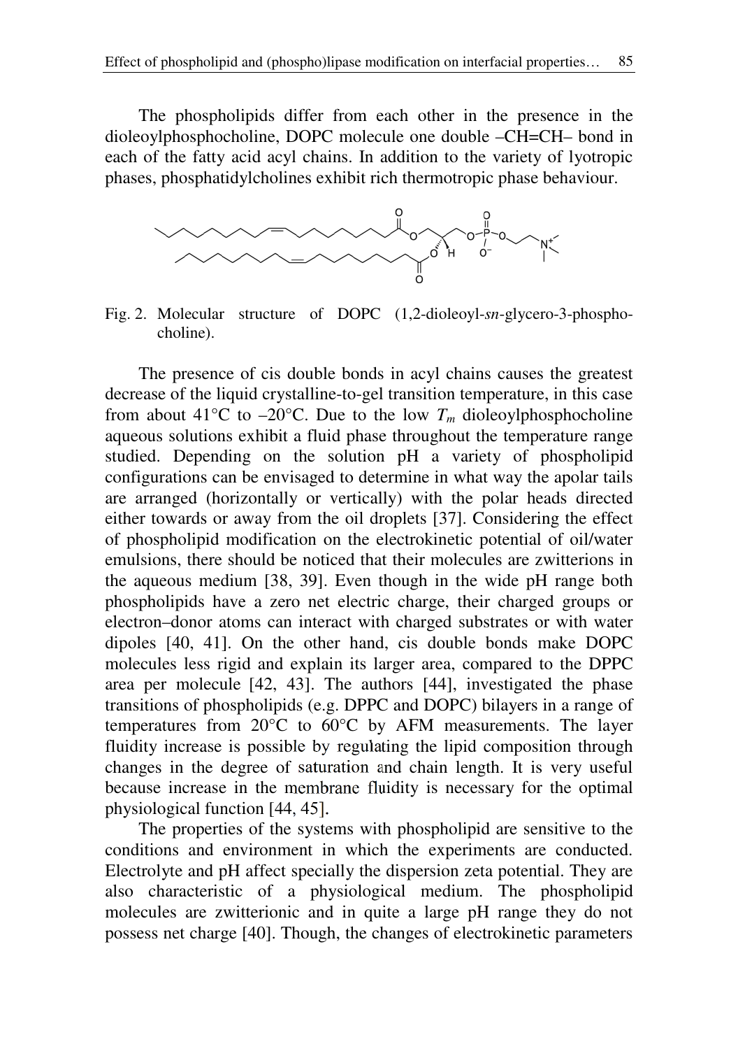The phospholipids differ from each other in the presence in the dioleoylphosphocholine, DOPC molecule one double –CH=CH– bond in each of the fatty acid acyl chains. In addition to the variety of lyotropic phases, phosphatidylcholines exhibit rich thermotropic phase behaviour.

Fig. 2. Molecular structure of DOPC (1,2-dioleoyl-*sn*-glycero-3-phosphocholine).

The presence of cis double bonds in acyl chains causes the greatest decrease of the liquid crystalline-to-gel transition temperature, in this case from about 41°C to –20°C. Due to the low $T_m$ dioleoylphosphocholine aqueous solutions exhibit a fluid phase throughout the temperature range studied. Depending on the solution pH a variety of phospholipid configurations can be envisaged to determine in what way the apolar tails are arranged (horizontally or vertically) with the polar heads directed either towards or away from the oil droplets [37]. Considering the effect of phospholipid modification on the electrokinetic potential of oil/water emulsions, there should be noticed that their molecules are zwitterions in the aqueous medium [38, 39]. Even though in the wide pH range both phospholipids have a zero net electric charge, their charged groups or electron–donor atoms can interact with charged substrates or with water dipoles [40, 41]. On the other hand, cis double bonds make DOPC molecules less rigid and explain its larger area, compared to the DPPC area per molecule [42, 43]. The authors [44], investigated the phase transitions of phospholipids (e.g. DPPC and DOPC) bilayers in a range of temperatures from 20°C to 60°C by AFM measurements. The layer fluidity increase is possible by regulating the lipid composition through changes in the degree of saturation and chain length. It is very useful because increase in the membrane fluidity is necessary for the optimal physiological function [44, 45].

The properties of the systems with phospholipid are sensitive to the conditions and environment in which the experiments are conducted. Electrolyte and pH affect specially the dispersion zeta potential. They are also characteristic of a physiological medium. The phospholipid molecules are zwitterionic and in quite a large pH range they do not possess net charge [40]. Though, the changes of electrokinetic parameters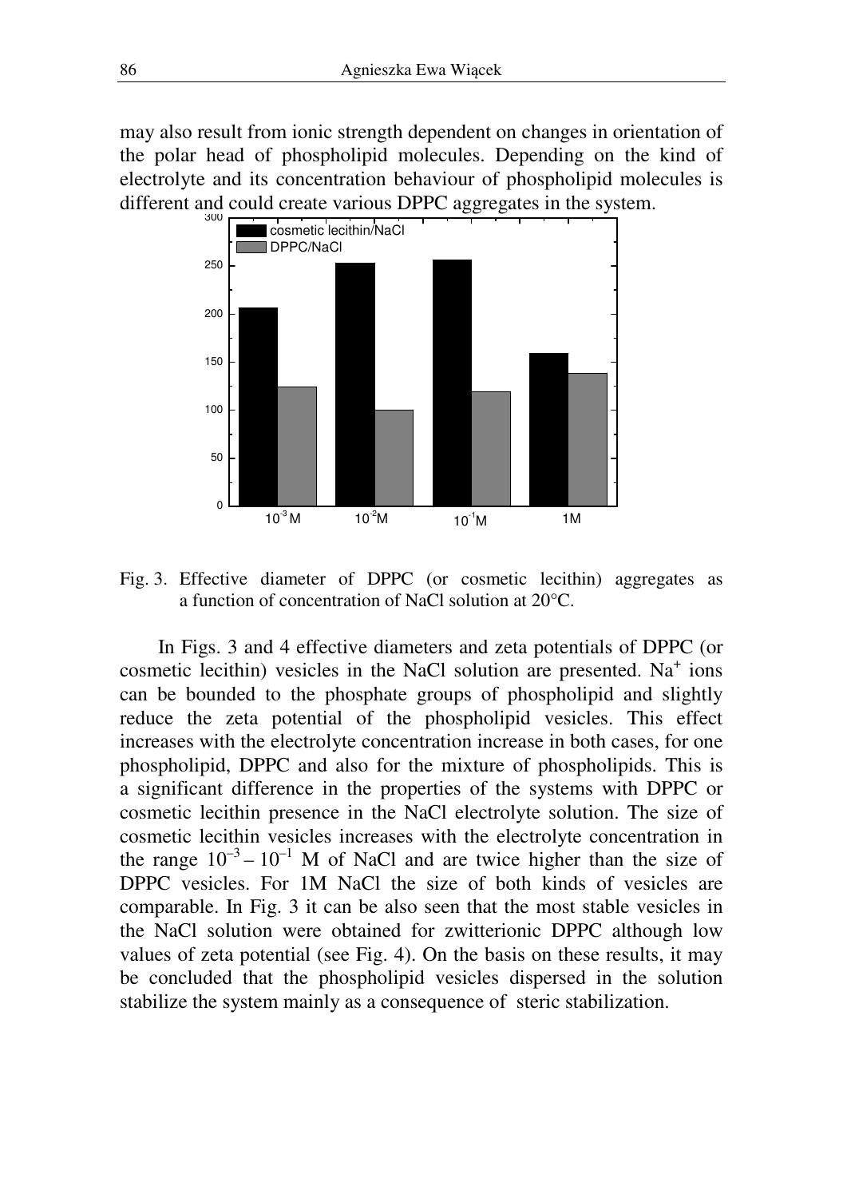may also result from ionic strength dependent on changes in orientation of the polar head of phospholipid molecules. Depending on the kind of electrolyte and its concentration behaviour of phospholipid molecules is different and could create various DPPC aggregates in the system.

Fig. 3. Effective diameter of DPPC (or cosmetic lecithin) aggregates as a function of concentration of NaCl solution at 20°C.

In Figs. 3 and 4 effective diameters and zeta potentials of DPPC (or cosmetic lecithin) vesicles in the NaCl solution are presented. $Na^+$ ions can be bounded to the phosphate groups of phospholipid and slightly reduce the zeta potential of the phospholipid vesicles. This effect increases with the electrolyte concentration increase in both cases, for one phospholipid, DPPC and also for the mixture of phospholipids. This is a significant difference in the properties of the systems with DPPC or cosmetic lecithin presence in the NaCl electrolyte solution. The size of cosmetic lecithin vesicles increases with the electrolyte concentration in the range $10^{-3} – 10^{-1}$ M of NaCl and are twice higher than the size of DPPC vesicles. For 1M NaCl the size of both kinds of vesicles are comparable. In Fig. 3 it can be also seen that the most stable vesicles in the NaCl solution were obtained for zwitterionic DPPC although low values of zeta potential (see Fig. 4). On the basis on these results, it may be concluded that the phospholipid vesicles dispersed in the solution stabilize the system mainly as a consequence of steric stabilization.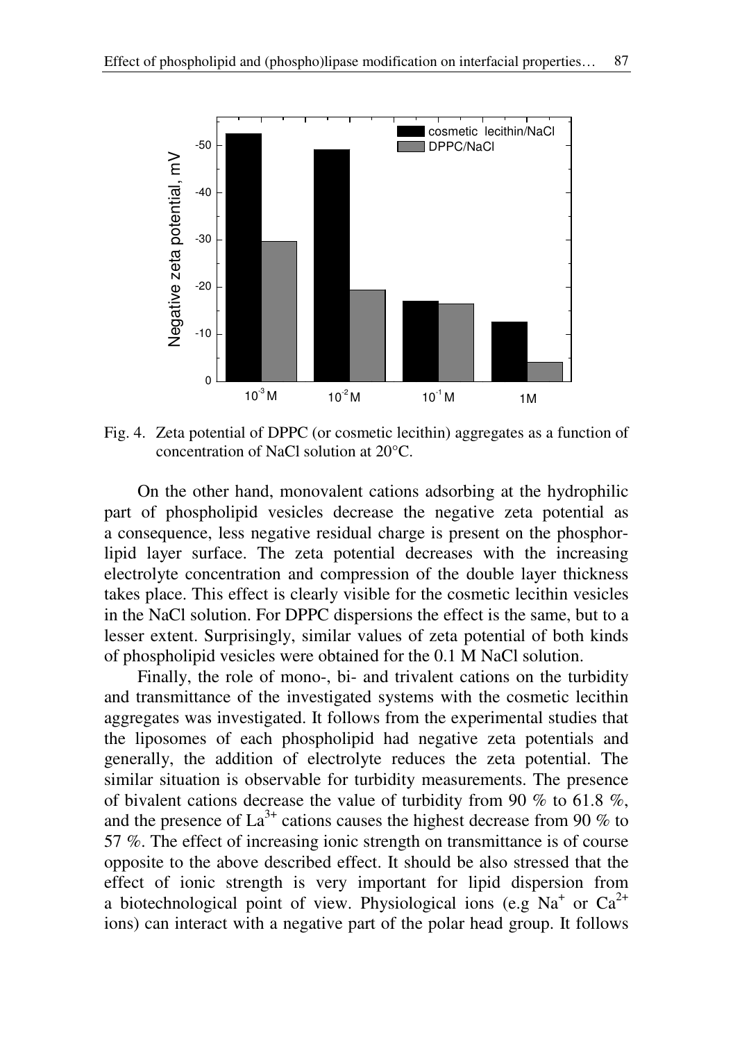Fig. 4. Zeta potential of DPPC (or cosmetic lecithin) aggregates as a function of concentration of NaCl solution at 20°C.

On the other hand, monovalent cations adsorbing at the hydrophilic part of phospholipid vesicles decrease the negative zeta potential as a consequence, less negative residual charge is present on the phosphorlipid layer surface. The zeta potential decreases with the increasing electrolyte concentration and compression of the double layer thickness takes place. This effect is clearly visible for the cosmetic lecithin vesicles in the NaCl solution. For DPPC dispersions the effect is the same, but to a lesser extent. Surprisingly, similar values of zeta potential of both kinds of phospholipid vesicles were obtained for the 0.1 M NaCl solution.

Finally, the role of mono-, bi- and trivalent cations on the turbidity and transmittance of the investigated systems with the cosmetic lecithin aggregates was investigated. It follows from the experimental studies that the liposomes of each phospholipid had negative zeta potentials and generally, the addition of electrolyte reduces the zeta potential. The similar situation is observable for turbidity measurements. The presence of bivalent cations decrease the value of turbidity from 90 % to 61.8 %, and the presence of $La^{3+}$ cations causes the highest decrease from 90 % to 57 %. The effect of increasing ionic strength on transmittance is of course opposite to the above described effect. It should be also stressed that the effect of ionic strength is very important for lipid dispersion from a biotechnological point of view. Physiological ions (e.g $Na^{+}$ or $Ca^{2+}$ ions) can interact with a negative part of the polar head group. It follows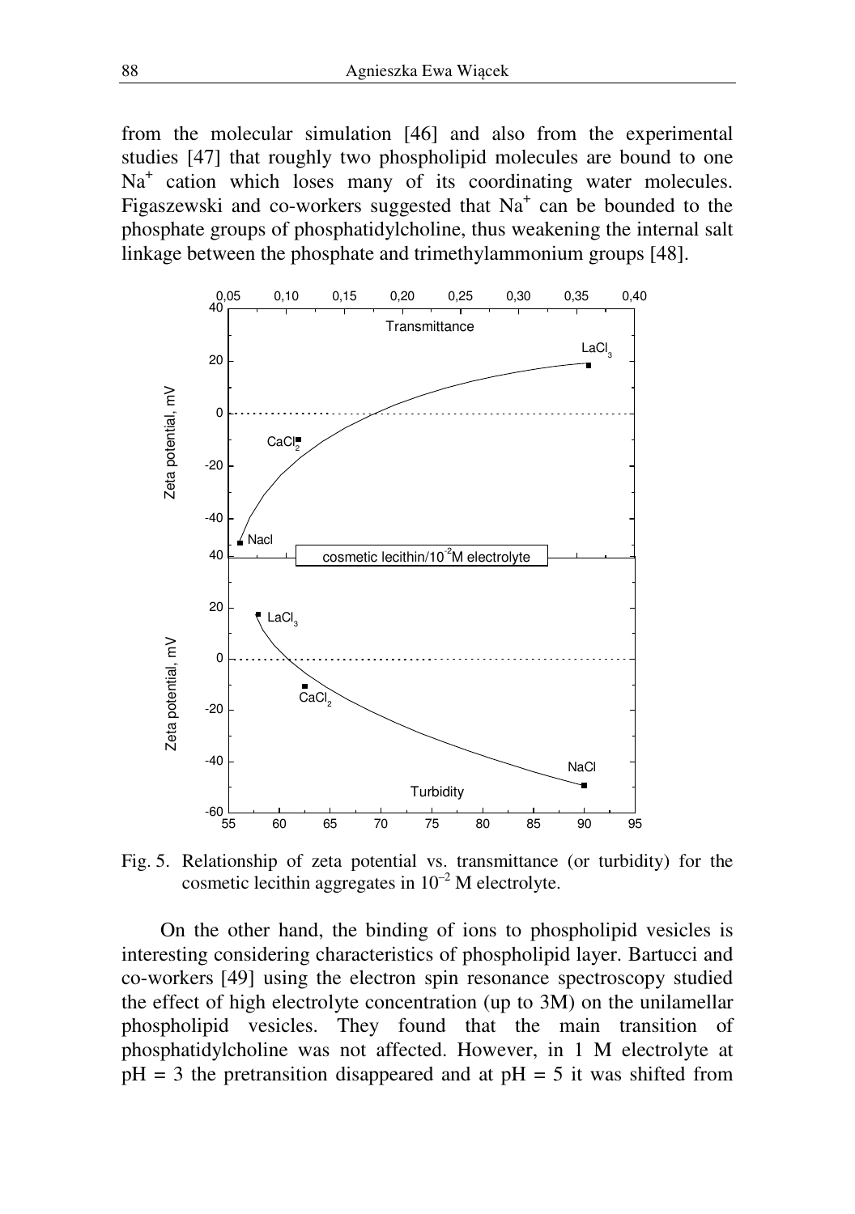from the molecular simulation [46] and also from the experimental studies [47] that roughly two phospholipid molecules are bound to one $Na^+$ cation which loses many of its coordinating water molecules. Figaszewski and co-workers suggested that $Na^+$ can be bounded to the phosphate groups of phosphatidylcholine, thus weakening the internal salt linkage between the phosphate and trimethylammonium groups [48].

Fig. 5. Relationship of zeta potential vs. transmittance (or turbidity) for the cosmetic lecithin aggregates in $10^{-2}$ M electrolyte.

On the other hand, the binding of ions to phospholipid vesicles is interesting considering characteristics of phospholipid layer. Bartucci and co-workers [49] using the electron spin resonance spectroscopy studied the effect of high electrolyte concentration (up to 3M) on the unilamellar phospholipid vesicles. They found that the main transition of phosphatidylcholine was not affected. However, in 1 M electrolyte at pH = 3 the pretransition disappeared and at pH = 5 it was shifted from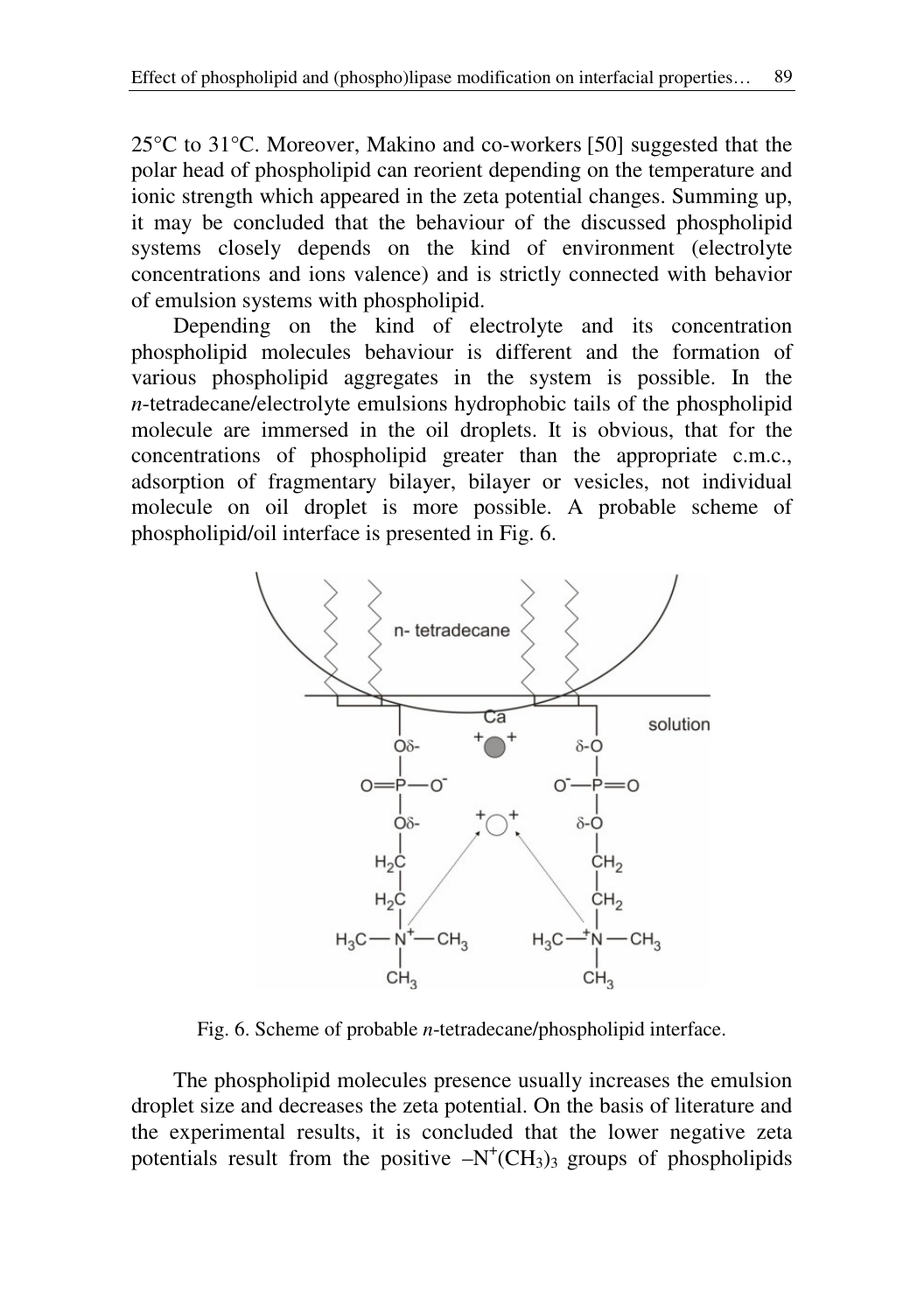25°C to 31°C. Moreover, Makino and co-workers [50] suggested that the polar head of phospholipid can reorient depending on the temperature and ionic strength which appeared in the zeta potential changes. Summing up, it may be concluded that the behaviour of the discussed phospholipid systems closely depends on the kind of environment (electrolyte concentrations and ions valence) and is strictly connected with behavior of emulsion systems with phospholipid.

Depending on the kind of electrolyte and its concentration phospholipid molecules behaviour is different and the formation of various phospholipid aggregates in the system is possible. In the *n*-tetradecane/electrolyte emulsions hydrophobic tails of the phospholipid molecule are immersed in the oil droplets. It is obvious, that for the concentrations of phospholipid greater than the appropriate c.m.c., adsorption of fragmentary bilayer, bilayer or vesicles, not individual molecule on oil droplet is more possible. A probable scheme of phospholipid/oil interface is presented in Fig. 6.

Fig. 6. Scheme of probable *n*-tetradecane/phospholipid interface.

The phospholipid molecules presence usually increases the emulsion droplet size and decreases the zeta potential. On the basis of literature and the experimental results, it is concluded that the lower negative zeta potentials result from the positive $-N^{+}(CH_3)_3$ groups of phospholipids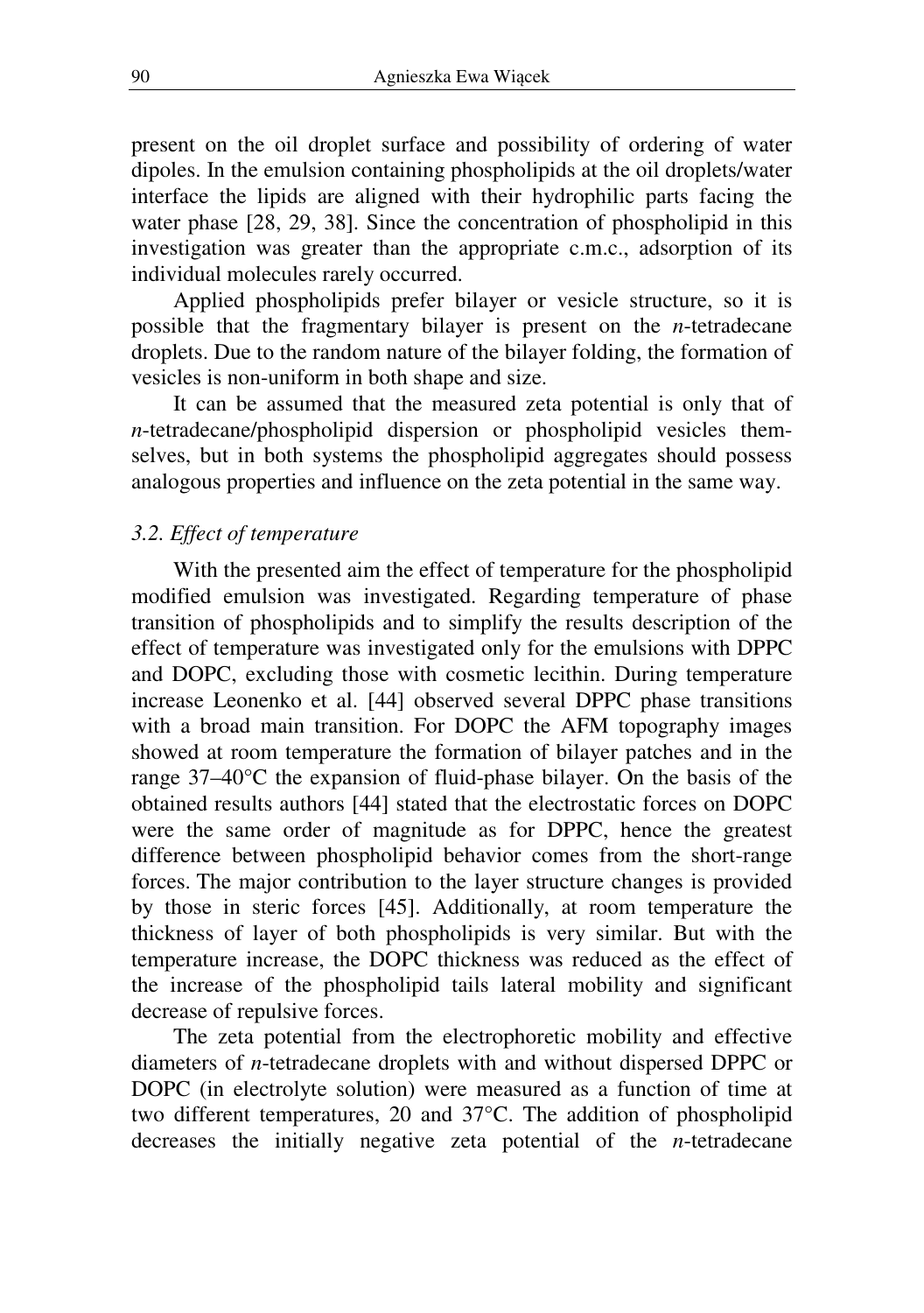present on the oil droplet surface and possibility of ordering of water dipoles. In the emulsion containing phospholipids at the oil droplets/water interface the lipids are aligned with their hydrophilic parts facing the water phase [28, 29, 38]. Since the concentration of phospholipid in this investigation was greater than the appropriate c.m.c., adsorption of its individual molecules rarely occurred.

Applied phospholipids prefer bilayer or vesicle structure, so it is possible that the fragmentary bilayer is present on the *n*-tetradecane droplets. Due to the random nature of the bilayer folding, the formation of vesicles is non-uniform in both shape and size.

It can be assumed that the measured zeta potential is only that of *n*-tetradecane/phospholipid dispersion or phospholipid vesicles themselves, but in both systems the phospholipid aggregates should possess analogous properties and influence on the zeta potential in the same way.

### *3.2. Effect of temperature*

With the presented aim the effect of temperature for the phospholipid modified emulsion was investigated. Regarding temperature of phase transition of phospholipids and to simplify the results description of the effect of temperature was investigated only for the emulsions with DPPC and DOPC, excluding those with cosmetic lecithin. During temperature increase Leonenko et al. [44] observed several DPPC phase transitions with a broad main transition. For DOPC the AFM topography images showed at room temperature the formation of bilayer patches and in the range 37–40°C the expansion of fluid-phase bilayer. On the basis of the obtained results authors [44] stated that the electrostatic forces on DOPC were the same order of magnitude as for DPPC, hence the greatest difference between phospholipid behavior comes from the short-range forces. The major contribution to the layer structure changes is provided by those in steric forces [45]. Additionally, at room temperature the thickness of layer of both phospholipids is very similar. But with the temperature increase, the DOPC thickness was reduced as the effect of the increase of the phospholipid tails lateral mobility and significant decrease of repulsive forces.

The zeta potential from the electrophoretic mobility and effective diameters of *n*-tetradecane droplets with and without dispersed DPPC or DOPC (in electrolyte solution) were measured as a function of time at two different temperatures, 20 and 37°C. The addition of phospholipid decreases the initially negative zeta potential of the *n*-tetradecane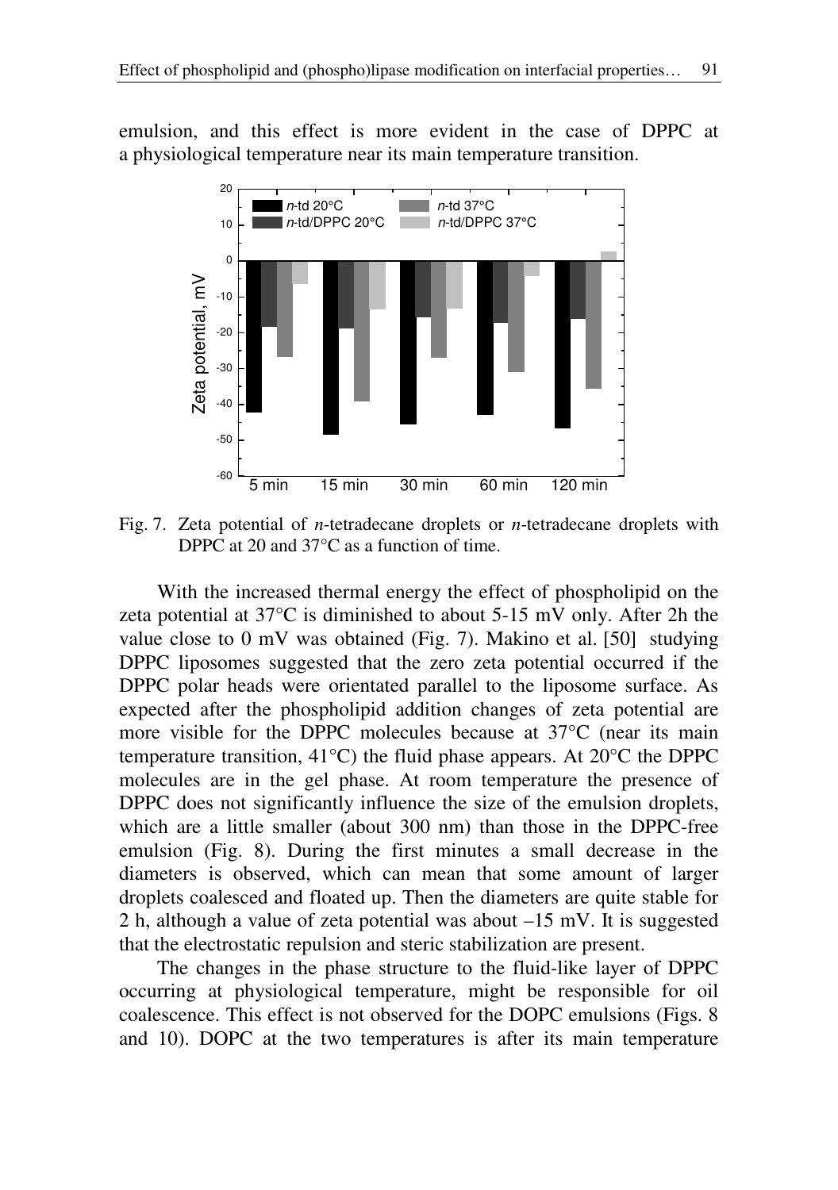emulsion, and this effect is more evident in the case of DPPC at a physiological temperature near its main temperature transition.

Fig. 7. Zeta potential of *n*-tetradecane droplets or *n*-tetradecane droplets with DPPC at 20 and 37°C as a function of time.

With the increased thermal energy the effect of phospholipid on the zeta potential at 37°C is diminished to about 5-15 mV only. After 2h the value close to 0 mV was obtained (Fig. 7). Makino et al. [50] studying DPPC liposomes suggested that the zero zeta potential occurred if the DPPC polar heads were orientated parallel to the liposome surface. As expected after the phospholipid addition changes of zeta potential are more visible for the DPPC molecules because at 37°C (near its main temperature transition, 41°C) the fluid phase appears. At 20°C the DPPC molecules are in the gel phase. At room temperature the presence of DPPC does not significantly influence the size of the emulsion droplets, which are a little smaller (about 300 nm) than those in the DPPC-free emulsion (Fig. 8). During the first minutes a small decrease in the diameters is observed, which can mean that some amount of larger droplets coalesced and floated up. Then the diameters are quite stable for 2 h, although a value of zeta potential was about –15 mV. It is suggested that the electrostatic repulsion and steric stabilization are present.

The changes in the phase structure to the fluid-like layer of DPPC occurring at physiological temperature, might be responsible for oil coalescence. This effect is not observed for the DOPC emulsions (Figs. 8 and 10). DOPC at the two temperatures is after its main temperature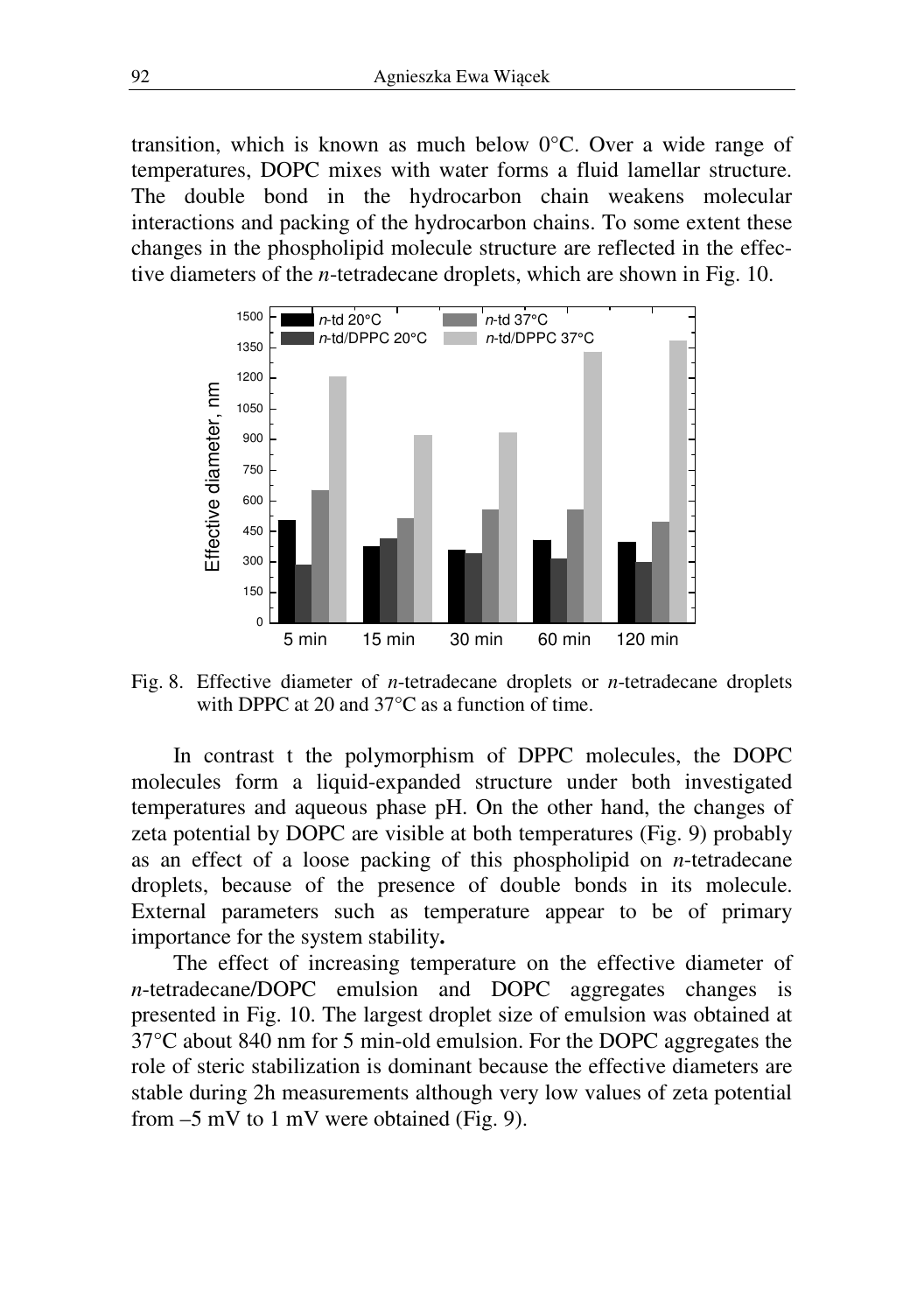transition, which is known as much below 0°C. Over a wide range of temperatures, DOPC mixes with water forms a fluid lamellar structure. The double bond in the hydrocarbon chain weakens molecular interactions and packing of the hydrocarbon chains. To some extent these changes in the phospholipid molecule structure are reflected in the effective diameters of the *n*-tetradecane droplets, which are shown in Fig. 10.

Fig. 8. Effective diameter of *n*-tetradecane droplets or *n*-tetradecane droplets with DPPC at 20 and 37°C as a function of time.

In contrast t the polymorphism of DPPC molecules, the DOPC molecules form a liquid-expanded structure under both investigated temperatures and aqueous phase pH. On the other hand, the changes of zeta potential by DOPC are visible at both temperatures (Fig. 9) probably as an effect of a loose packing of this phospholipid on *n*-tetradecane droplets, because of the presence of double bonds in its molecule. External parameters such as temperature appear to be of primary importance for the system stability**.**

The effect of increasing temperature on the effective diameter of *n*-tetradecane/DOPC emulsion and DOPC aggregates changes is presented in Fig. 10. The largest droplet size of emulsion was obtained at 37°C about 840 nm for 5 min-old emulsion. For the DOPC aggregates the role of steric stabilization is dominant because the effective diameters are stable during 2h measurements although very low values of zeta potential from –5 mV to 1 mV were obtained (Fig. 9).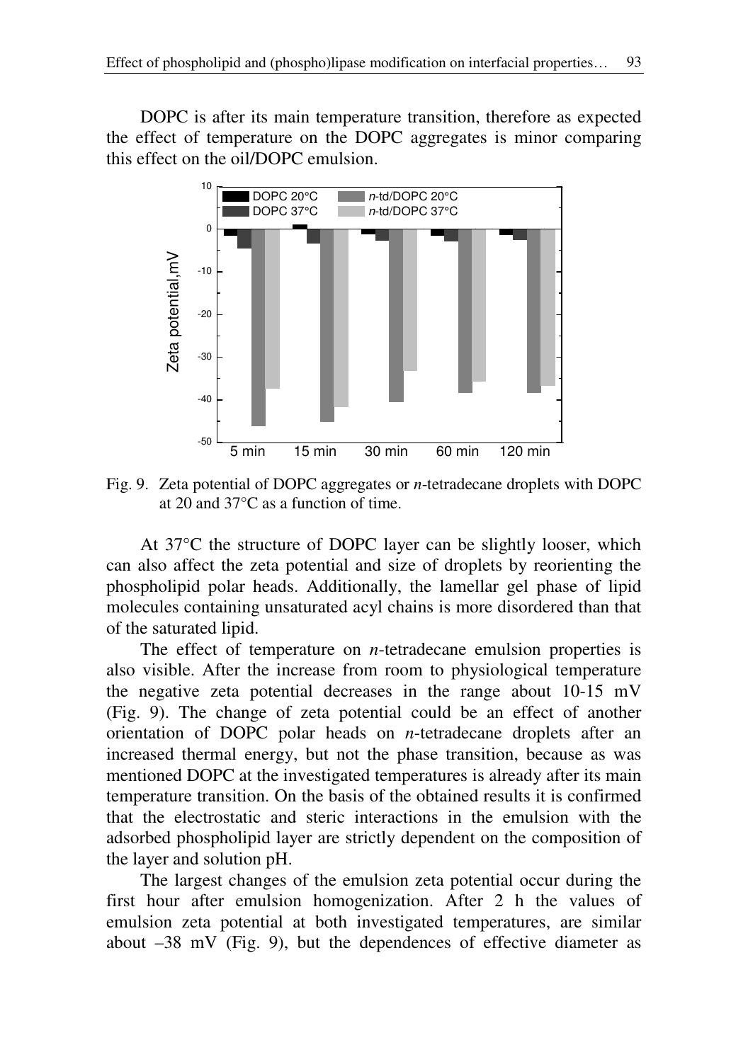DOPC is after its main temperature transition, therefore as expected the effect of temperature on the DOPC aggregates is minor comparing this effect on the oil/DOPC emulsion.

Fig. 9. Zeta potential of DOPC aggregates or *n*-tetradecane droplets with DOPC at 20 and 37°C as a function of time.

At 37°C the structure of DOPC layer can be slightly looser, which can also affect the zeta potential and size of droplets by reorienting the phospholipid polar heads. Additionally, the lamellar gel phase of lipid molecules containing unsaturated acyl chains is more disordered than that of the saturated lipid.

The effect of temperature on *n*-tetradecane emulsion properties is also visible. After the increase from room to physiological temperature the negative zeta potential decreases in the range about 10-15 mV (Fig. 9). The change of zeta potential could be an effect of another orientation of DOPC polar heads on *n*-tetradecane droplets after an increased thermal energy, but not the phase transition, because as was mentioned DOPC at the investigated temperatures is already after its main temperature transition. On the basis of the obtained results it is confirmed that the electrostatic and steric interactions in the emulsion with the adsorbed phospholipid layer are strictly dependent on the composition of the layer and solution pH.

The largest changes of the emulsion zeta potential occur during the first hour after emulsion homogenization. After 2 h the values of emulsion zeta potential at both investigated temperatures, are similar about –38 mV (Fig. 9), but the dependences of effective diameter as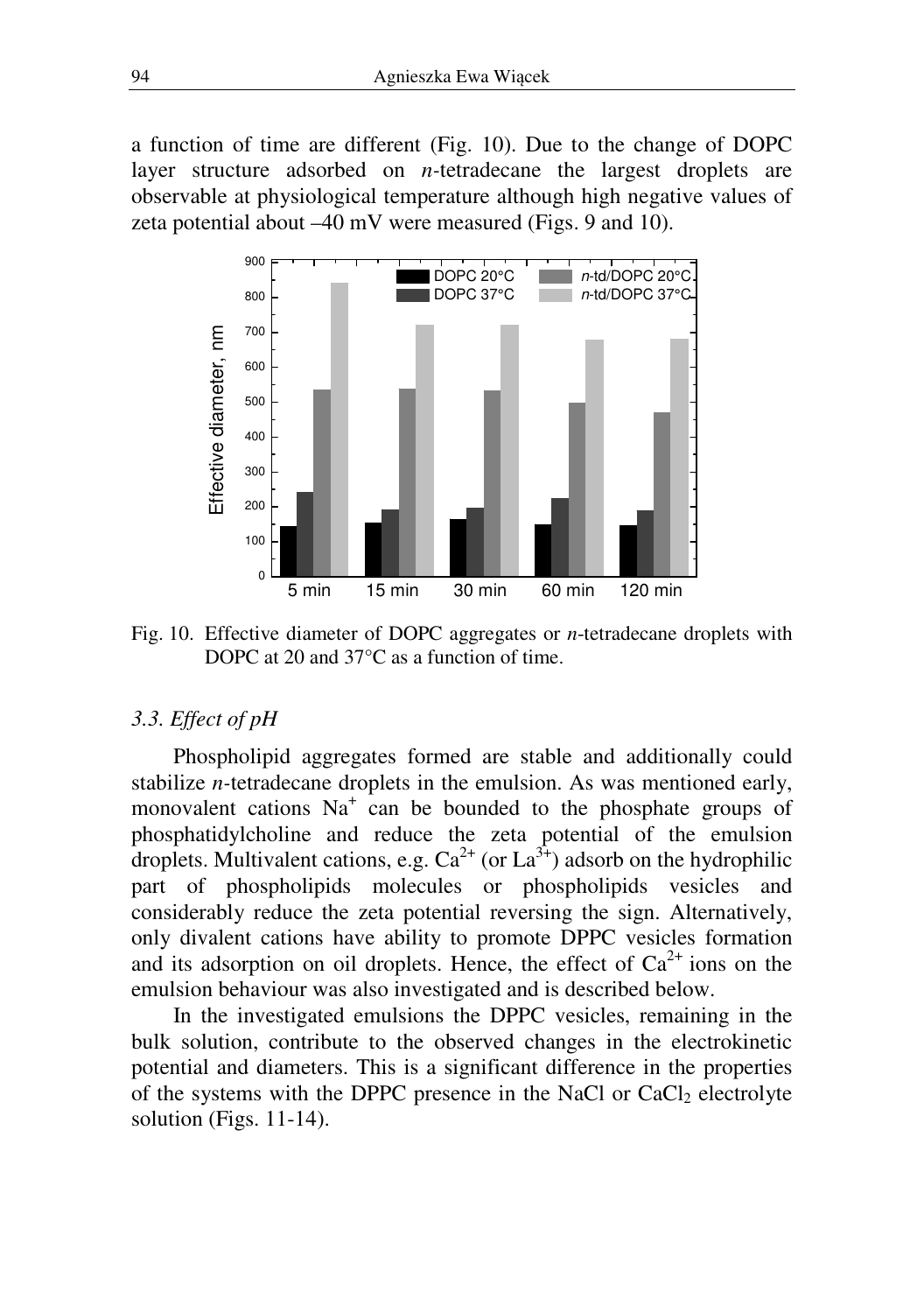a function of time are different (Fig. 10). Due to the change of DOPC layer structure adsorbed on *n*-tetradecane the largest droplets are observable at physiological temperature although high negative values of zeta potential about –40 mV were measured (Figs. 9 and 10).

Fig. 10. Effective diameter of DOPC aggregates or *n*-tetradecane droplets with DOPC at 20 and 37°C as a function of time.

### *3.3. Effect of pH*

Phospholipid aggregates formed are stable and additionally could stabilize *n*-tetradecane droplets in the emulsion. As was mentioned early, monovalent cations $Na^+$ can be bounded to the phosphate groups of phosphatidylcholine and reduce the zeta potential of the emulsion droplets. Multivalent cations, e.g. $Ca^{2+}$ (or $La^{3+}$) adsorb on the hydrophilic part of phospholipids molecules or phospholipids vesicles and considerably reduce the zeta potential reversing the sign. Alternatively, only divalent cations have ability to promote DPPC vesicles formation and its adsorption on oil droplets. Hence, the effect of $Ca^{2+}$ ions on the emulsion behaviour was also investigated and is described below.

In the investigated emulsions the DPPC vesicles, remaining in the bulk solution, contribute to the observed changes in the electrokinetic potential and diameters. This is a significant difference in the properties of the systems with the DPPC presence in the NaCl or $CaCl_2$ electrolyte solution (Figs. 11-14).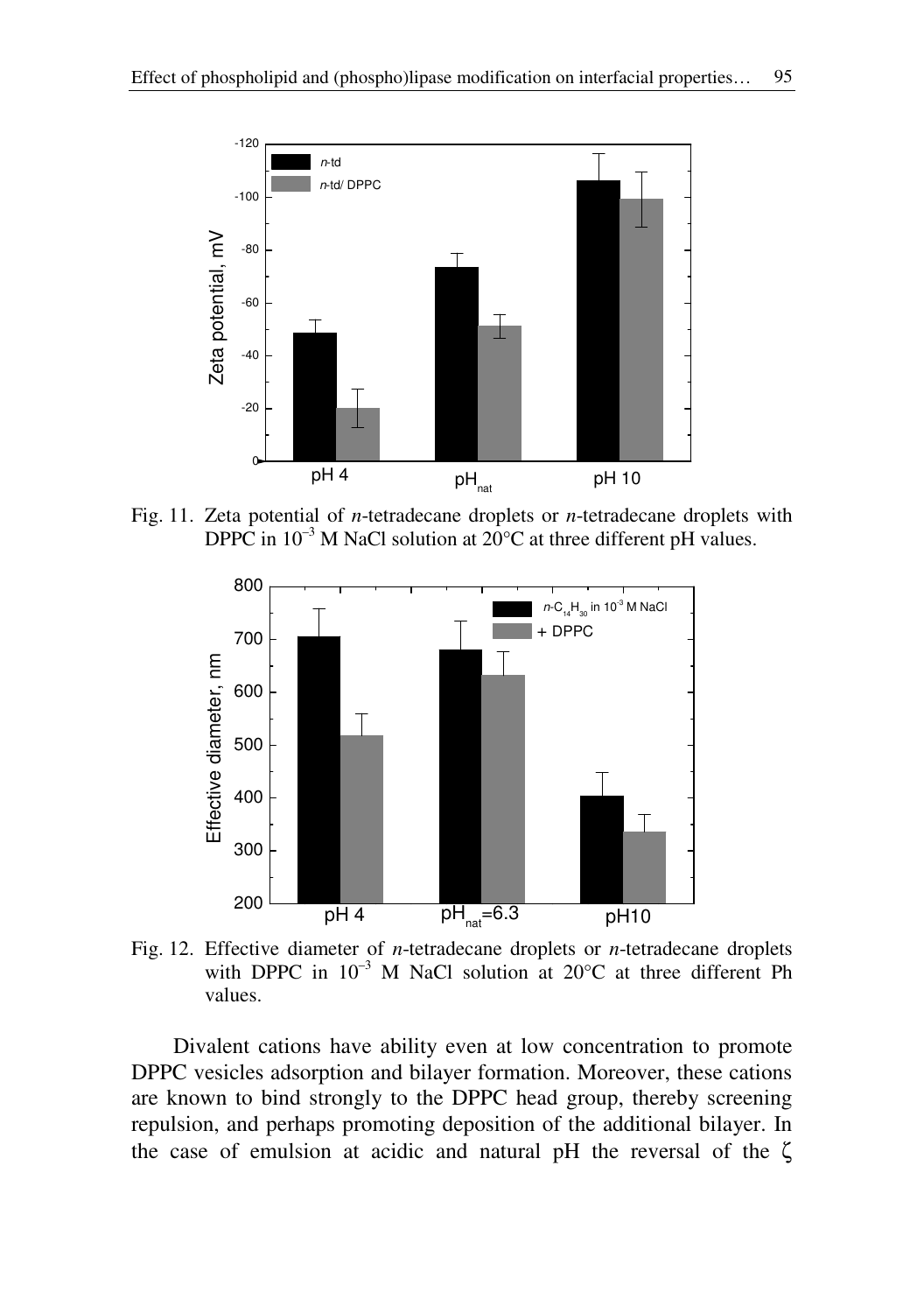Fig. 11. Zeta potential of *n*-tetradecane droplets or *n*-tetradecane droplets with DPPC in $10^{-3}$ M NaCl solution at 20°C at three different pH values.

Fig. 12. Effective diameter of *n*-tetradecane droplets or *n*-tetradecane droplets with DPPC in $10^{-3}$ M NaCl solution at 20°C at three different Ph values.

Divalent cations have ability even at low concentration to promote DPPC vesicles adsorption and bilayer formation. Moreover, these cations are known to bind strongly to the DPPC head group, thereby screening repulsion, and perhaps promoting deposition of the additional bilayer. In the case of emulsion at acidic and natural pH the reversal of the $\zeta$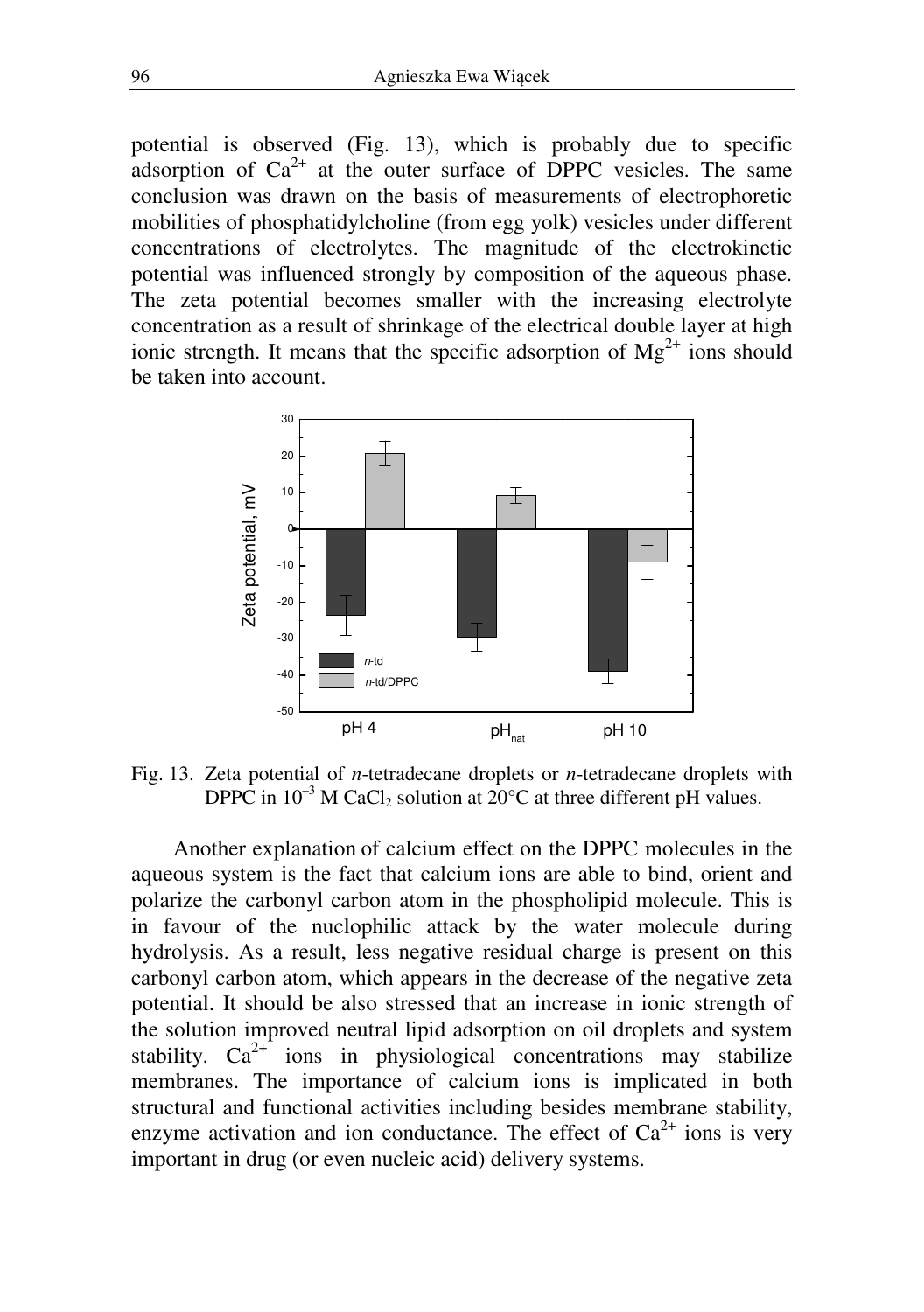potential is observed (Fig. 13), which is probably due to specific adsorption of $Ca^{2+}$ at the outer surface of DPPC vesicles. The same conclusion was drawn on the basis of measurements of electrophoretic mobilities of phosphatidylcholine (from egg yolk) vesicles under different concentrations of electrolytes. The magnitude of the electrokinetic potential was influenced strongly by composition of the aqueous phase. The zeta potential becomes smaller with the increasing electrolyte concentration as a result of shrinkage of the electrical double layer at high ionic strength. It means that the specific adsorption of $Mg^{2+}$ ions should be taken into account.

Fig. 13. Zeta potential of *n*-tetradecane droplets or *n*-tetradecane droplets with DPPC in $10^{-3}$ M $CaCl_2$ solution at 20°C at three different pH values.

Another explanation of calcium effect on the DPPC molecules in the aqueous system is the fact that calcium ions are able to bind, orient and polarize the carbonyl carbon atom in the phospholipid molecule. This is in favour of the nuclophilic attack by the water molecule during hydrolysis. As a result, less negative residual charge is present on this carbonyl carbon atom, which appears in the decrease of the negative zeta potential. It should be also stressed that an increase in ionic strength of the solution improved neutral lipid adsorption on oil droplets and system stability. $Ca^{2+}$ ions in physiological concentrations may stabilize membranes. The importance of calcium ions is implicated in both structural and functional activities including besides membrane stability, enzyme activation and ion conductance. The effect of $Ca^{2+}$ ions is very important in drug (or even nucleic acid) delivery systems.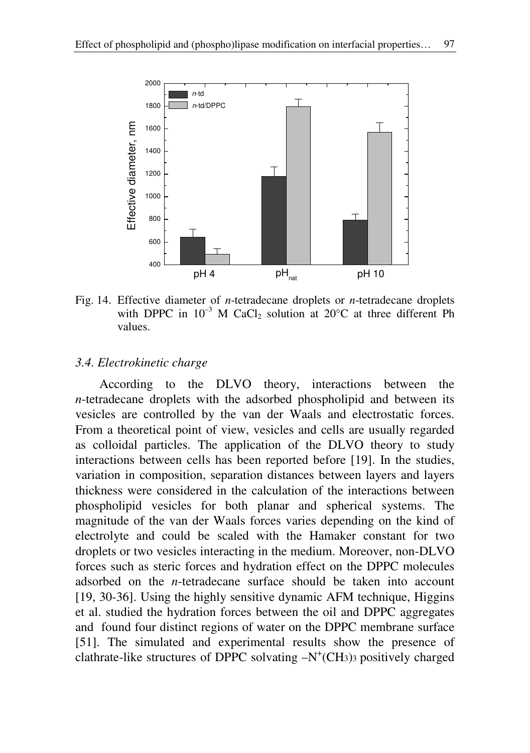Fig. 14. Effective diameter of *n*-tetradecane droplets or *n*-tetradecane droplets with DPPC in $10^{-3}$ M $CaCl_2$ solution at 20°C at three different Ph values.

### *3.4. Electrokinetic charge*

According to the DLVO theory, interactions between the *n*-tetradecane droplets with the adsorbed phospholipid and between its vesicles are controlled by the van der Waals and electrostatic forces. From a theoretical point of view, vesicles and cells are usually regarded as colloidal particles. The application of the DLVO theory to study interactions between cells has been reported before [19]. In the studies, variation in composition, separation distances between layers and layers thickness were considered in the calculation of the interactions between phospholipid vesicles for both planar and spherical systems. The magnitude of the van der Waals forces varies depending on the kind of electrolyte and could be scaled with the Hamaker constant for two droplets or two vesicles interacting in the medium. Moreover, non-DLVO forces such as steric forces and hydration effect on the DPPC molecules adsorbed on the *n*-tetradecane surface should be taken into account [19, 30-36]. Using the highly sensitive dynamic AFM technique, Higgins et al. studied the hydration forces between the oil and DPPC aggregates and found four distinct regions of water on the DPPC membrane surface [51]. The simulated and experimental results show the presence of clathrate-like structures of DPPC solvating $-N^{+}(CH_3)_3$ positively charged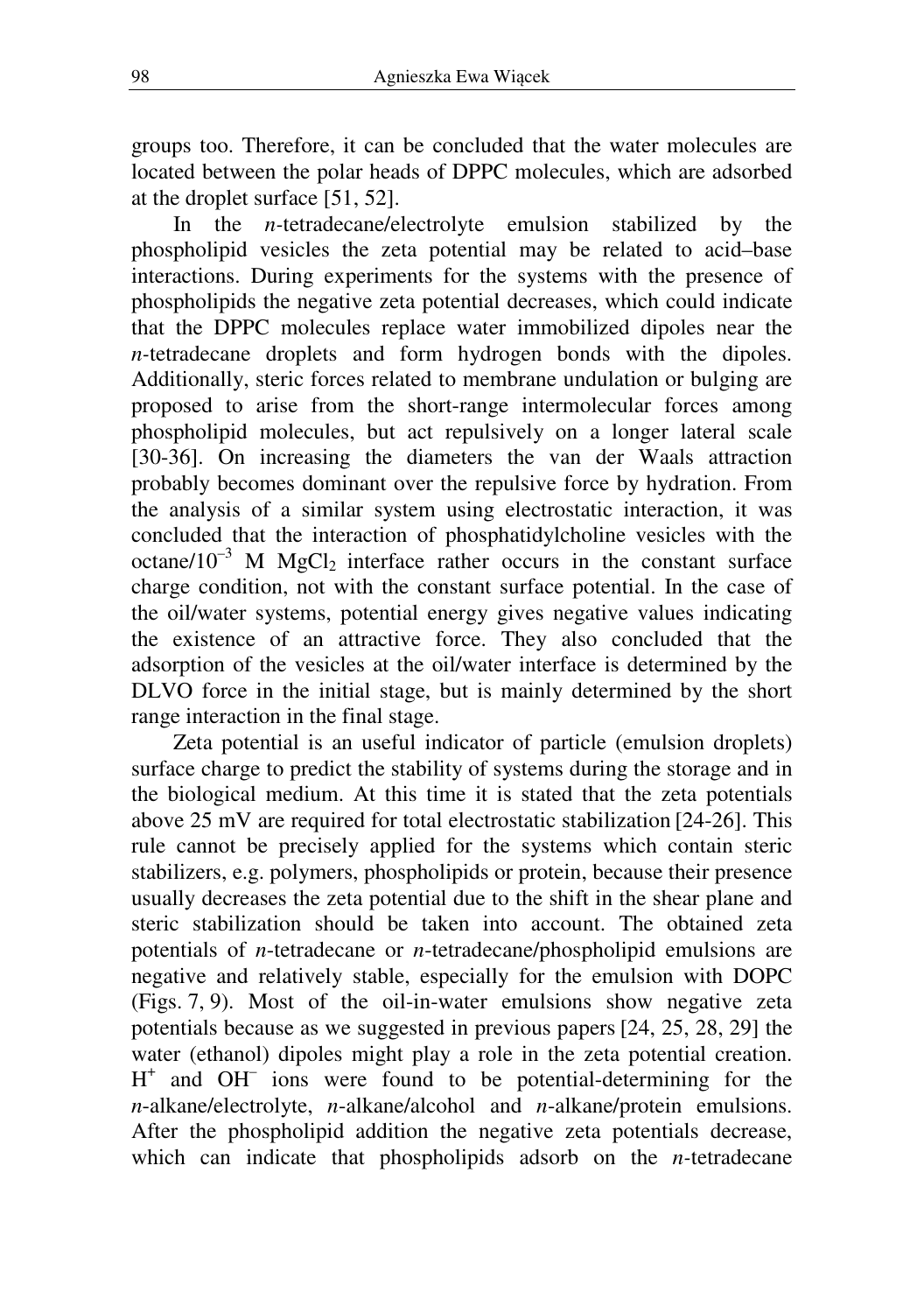groups too. Therefore, it can be concluded that the water molecules are located between the polar heads of DPPC molecules, which are adsorbed at the droplet surface [51, 52].

In the *n*-tetradecane/electrolyte emulsion stabilized by the phospholipid vesicles the zeta potential may be related to acid–base interactions. During experiments for the systems with the presence of phospholipids the negative zeta potential decreases, which could indicate that the DPPC molecules replace water immobilized dipoles near the *n*-tetradecane droplets and form hydrogen bonds with the dipoles. Additionally, steric forces related to membrane undulation or bulging are proposed to arise from the short-range intermolecular forces among phospholipid molecules, but act repulsively on a longer lateral scale [30-36]. On increasing the diameters the van der Waals attraction probably becomes dominant over the repulsive force by hydration. From the analysis of a similar system using electrostatic interaction, it was concluded that the interaction of phosphatidylcholine vesicles with the octane/$10^{-3}$ M $MgCl_2$ interface rather occurs in the constant surface charge condition, not with the constant surface potential. In the case of the oil/water systems, potential energy gives negative values indicating the existence of an attractive force. They also concluded that the adsorption of the vesicles at the oil/water interface is determined by the DLVO force in the initial stage, but is mainly determined by the short range interaction in the final stage.

Zeta potential is an useful indicator of particle (emulsion droplets) surface charge to predict the stability of systems during the storage and in the biological medium. At this time it is stated that the zeta potentials above 25 mV are required for total electrostatic stabilization [24-26]. This rule cannot be precisely applied for the systems which contain steric stabilizers, e.g. polymers, phospholipids or protein, because their presence usually decreases the zeta potential due to the shift in the shear plane and steric stabilization should be taken into account. The obtained zeta potentials of *n*-tetradecane or *n*-tetradecane/phospholipid emulsions are negative and relatively stable, especially for the emulsion with DOPC (Figs. 7, 9). Most of the oil-in-water emulsions show negative zeta potentials because as we suggested in previous papers [24, 25, 28, 29] the water (ethanol) dipoles might play a role in the zeta potential creation. $H^+$ and $OH^-$ ions were found to be potential-determining for the *n*-alkane/electrolyte, *n*-alkane/alcohol and *n*-alkane/protein emulsions. After the phospholipid addition the negative zeta potentials decrease, which can indicate that phospholipids adsorb on the *n*-tetradecane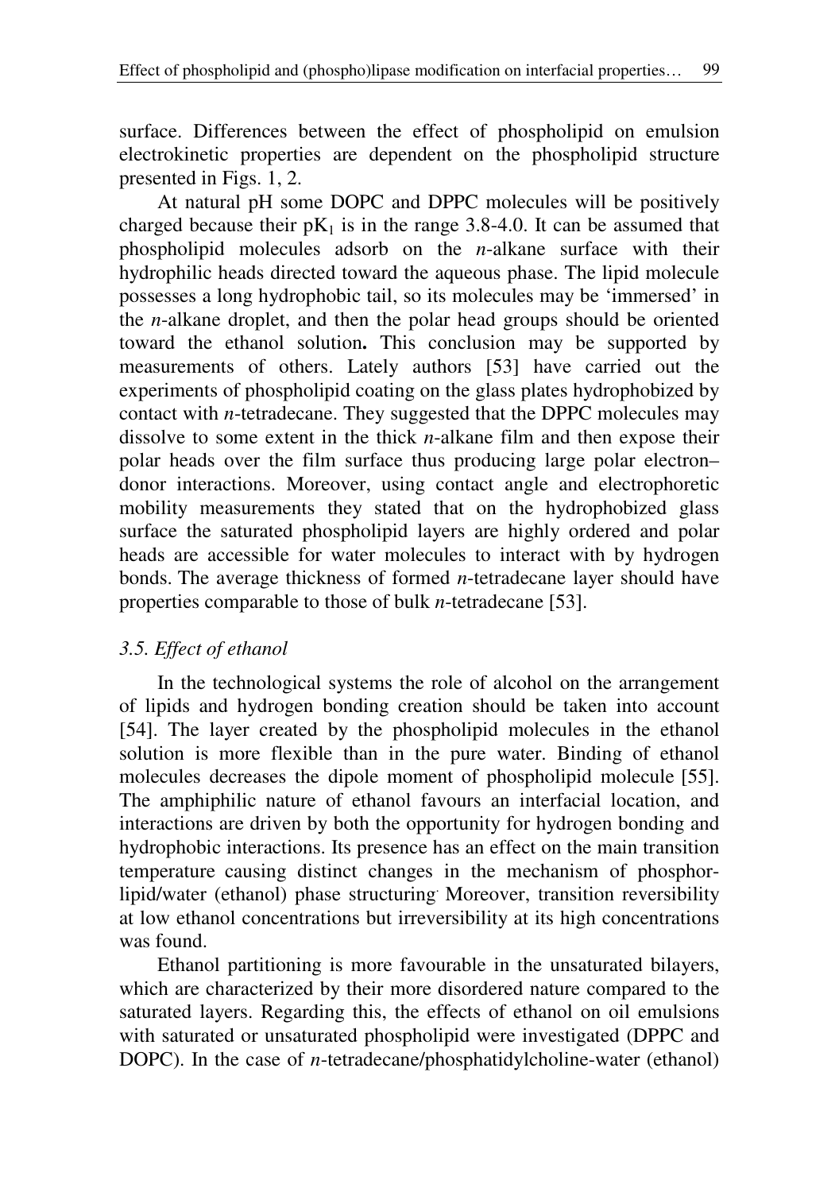surface. Differences between the effect of phospholipid on emulsion electrokinetic properties are dependent on the phospholipid structure presented in Figs. 1, 2.

At natural pH some DOPC and DPPC molecules will be positively charged because their $pK_1$ is in the range 3.8-4.0. It can be assumed that phospholipid molecules adsorb on the *n*-alkane surface with their hydrophilic heads directed toward the aqueous phase. The lipid molecule possesses a long hydrophobic tail, so its molecules may be 'immersed' in the *n*-alkane droplet, and then the polar head groups should be oriented toward the ethanol solution**.** This conclusion may be supported by measurements of others. Lately authors [53] have carried out the experiments of phospholipid coating on the glass plates hydrophobized by contact with *n*-tetradecane. They suggested that the DPPC molecules may dissolve to some extent in the thick *n*-alkane film and then expose their polar heads over the film surface thus producing large polar electron–donor interactions. Moreover, using contact angle and electrophoretic mobility measurements they stated that on the hydrophobized glass surface the saturated phospholipid layers are highly ordered and polar heads are accessible for water molecules to interact with by hydrogen bonds. The average thickness of formed *n*-tetradecane layer should have properties comparable to those of bulk *n*-tetradecane [53].

### *3.5. Effect of ethanol*

In the technological systems the role of alcohol on the arrangement of lipids and hydrogen bonding creation should be taken into account [54]. The layer created by the phospholipid molecules in the ethanol solution is more flexible than in the pure water. Binding of ethanol molecules decreases the dipole moment of phospholipid molecule [55]. The amphiphilic nature of ethanol favours an interfacial location, and interactions are driven by both the opportunity for hydrogen bonding and hydrophobic interactions. Its presence has an effect on the main transition temperature causing distinct changes in the mechanism of phosphorlipid/water (ethanol) phase structuring. Moreover, transition reversibility at low ethanol concentrations but irreversibility at its high concentrations was found.

Ethanol partitioning is more favourable in the unsaturated bilayers, which are characterized by their more disordered nature compared to the saturated layers. Regarding this, the effects of ethanol on oil emulsions with saturated or unsaturated phospholipid were investigated (DPPC and DOPC). In the case of *n*-tetradecane/phosphatidylcholine-water (ethanol)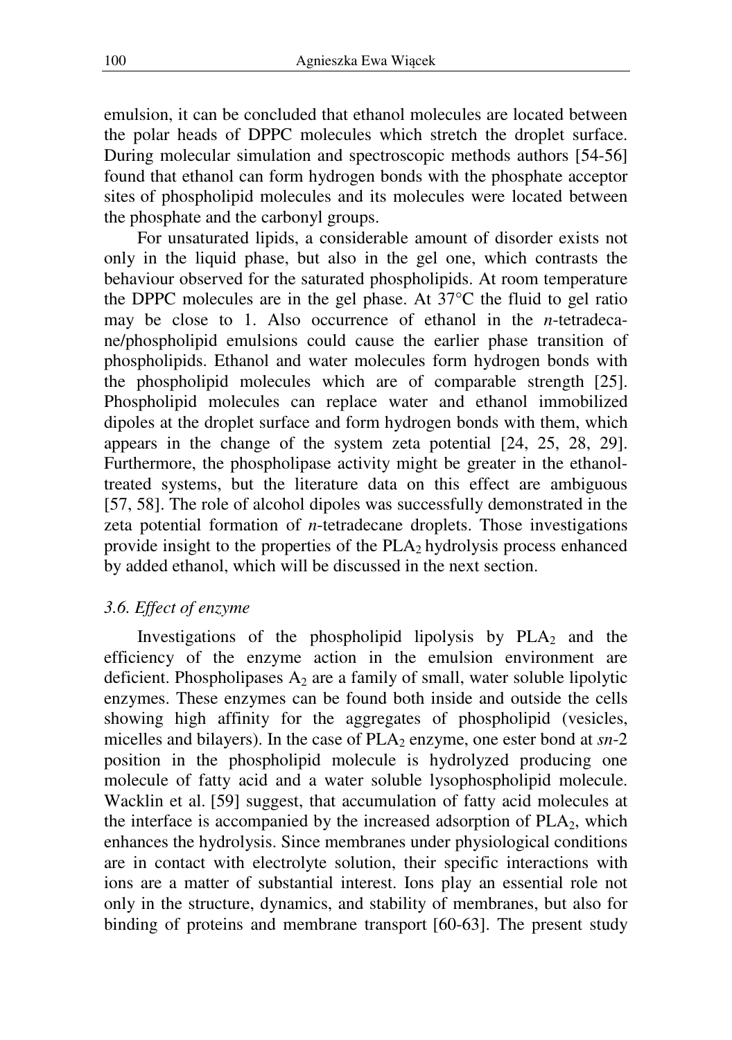emulsion, it can be concluded that ethanol molecules are located between the polar heads of DPPC molecules which stretch the droplet surface. During molecular simulation and spectroscopic methods authors [54-56] found that ethanol can form hydrogen bonds with the phosphate acceptor sites of phospholipid molecules and its molecules were located between the phosphate and the carbonyl groups.

For unsaturated lipids, a considerable amount of disorder exists not only in the liquid phase, but also in the gel one, which contrasts the behaviour observed for the saturated phospholipids. At room temperature the DPPC molecules are in the gel phase. At 37°C the fluid to gel ratio may be close to 1. Also occurrence of ethanol in the *n*-tetradecane/phospholipid emulsions could cause the earlier phase transition of phospholipids. Ethanol and water molecules form hydrogen bonds with the phospholipid molecules which are of comparable strength [25]. Phospholipid molecules can replace water and ethanol immobilized dipoles at the droplet surface and form hydrogen bonds with them, which appears in the change of the system zeta potential [24, 25, 28, 29]. Furthermore, the phospholipase activity might be greater in the ethanol-treated systems, but the literature data on this effect are ambiguous [57, 58]. The role of alcohol dipoles was successfully demonstrated in the zeta potential formation of *n*-tetradecane droplets. Those investigations provide insight to the properties of the $PLA_2$ hydrolysis process enhanced by added ethanol, which will be discussed in the next section.

### *3.6. Effect of enzyme*

Investigations of the phospholipid lipolysis by $PLA_2$ and the efficiency of the enzyme action in the emulsion environment are deficient. Phospholipases $A_2$ are a family of small, water soluble lipolytic enzymes. These enzymes can be found both inside and outside the cells showing high affinity for the aggregates of phospholipid (vesicles, micelles and bilayers). In the case of $PLA_2$ enzyme, one ester bond at *sn*-2 position in the phospholipid molecule is hydrolyzed producing one molecule of fatty acid and a water soluble lysophospholipid molecule. Wacklin et al. [59] suggest, that accumulation of fatty acid molecules at the interface is accompanied by the increased adsorption of $PLA_2$, which enhances the hydrolysis. Since membranes under physiological conditions are in contact with electrolyte solution, their specific interactions with ions are a matter of substantial interest. Ions play an essential role not only in the structure, dynamics, and stability of membranes, but also for binding of proteins and membrane transport [60-63]. The present study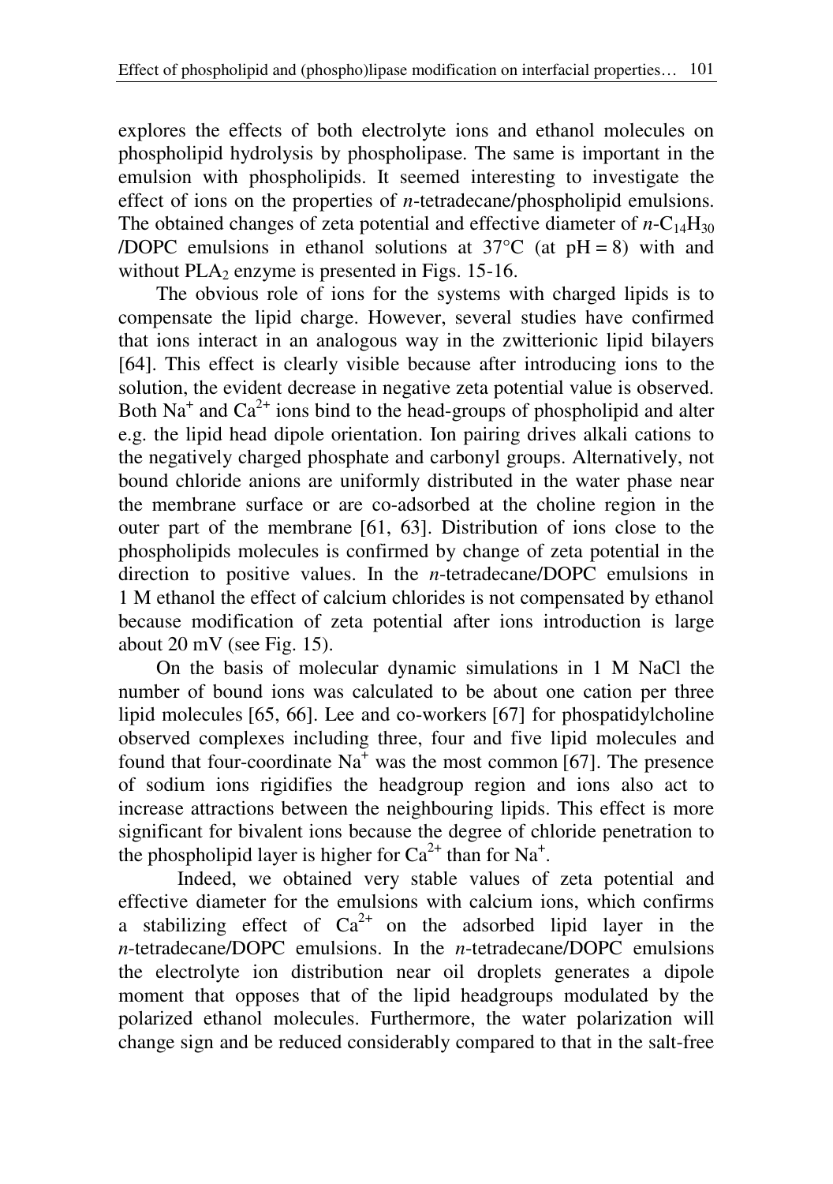explores the effects of both electrolyte ions and ethanol molecules on phospholipid hydrolysis by phospholipase. The same is important in the emulsion with phospholipids. It seemed interesting to investigate the effect of ions on the properties of *n*-tetradecane/phospholipid emulsions. The obtained changes of zeta potential and effective diameter of $n$-$C_{14}H_{30}$ /DOPC emulsions in ethanol solutions at 37°C (at pH = 8) with and without $PLA_2$ enzyme is presented in Figs. 15-16.

The obvious role of ions for the systems with charged lipids is to compensate the lipid charge. However, several studies have confirmed that ions interact in an analogous way in the zwitterionic lipid bilayers [64]. This effect is clearly visible because after introducing ions to the solution, the evident decrease in negative zeta potential value is observed. Both $Na^+$ and $Ca^{2+}$ ions bind to the head-groups of phospholipid and alter e.g. the lipid head dipole orientation. Ion pairing drives alkali cations to the negatively charged phosphate and carbonyl groups. Alternatively, not bound chloride anions are uniformly distributed in the water phase near the membrane surface or are co-adsorbed at the choline region in the outer part of the membrane [61, 63]. Distribution of ions close to the phospholipids molecules is confirmed by change of zeta potential in the direction to positive values. In the *n*-tetradecane/DOPC emulsions in 1 M ethanol the effect of calcium chlorides is not compensated by ethanol because modification of zeta potential after ions introduction is large about 20 mV (see Fig. 15).

On the basis of molecular dynamic simulations in 1 M NaCl the number of bound ions was calculated to be about one cation per three lipid molecules [65, 66]. Lee and co-workers [67] for phospatidylcholine observed complexes including three, four and five lipid molecules and found that four-coordinate $Na^+$ was the most common [67]. The presence of sodium ions rigidifies the headgroup region and ions also act to increase attractions between the neighbouring lipids. This effect is more significant for bivalent ions because the degree of chloride penetration to the phospholipid layer is higher for $Ca^{2+}$ than for $Na^+$.

Indeed, we obtained very stable values of zeta potential and effective diameter for the emulsions with calcium ions, which confirms a stabilizing effect of $Ca^{2+}$ on the adsorbed lipid layer in the *n*-tetradecane/DOPC emulsions. In the *n*-tetradecane/DOPC emulsions the electrolyte ion distribution near oil droplets generates a dipole moment that opposes that of the lipid headgroups modulated by the polarized ethanol molecules. Furthermore, the water polarization will change sign and be reduced considerably compared to that in the salt-free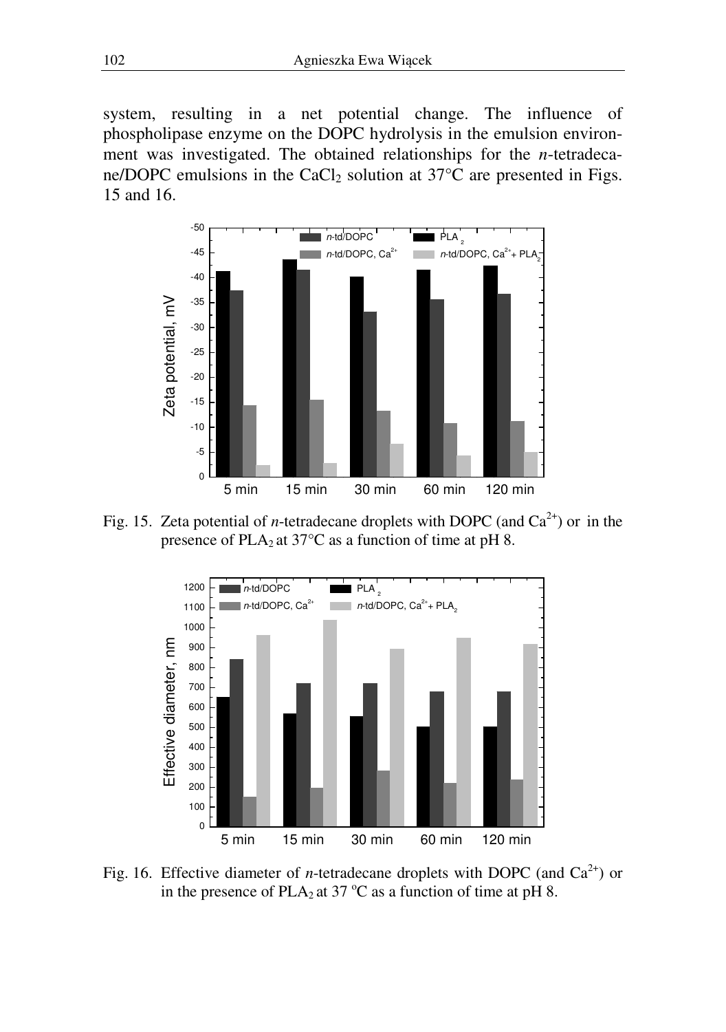system, resulting in a net potential change. The influence of phospholipase enzyme on the DOPC hydrolysis in the emulsion environment was investigated. The obtained relationships for the *n*-tetradecane/DOPC emulsions in the $CaCl_2$ solution at 37°C are presented in Figs. 15 and 16.

Fig. 15. Zeta potential of *n*-tetradecane droplets with DOPC (and $Ca^{2+}$) or in the presence of $PLA_2$ at 37°C as a function of time at pH 8.

Fig. 16. Effective diameter of *n*-tetradecane droplets with DOPC (and $Ca^{2+}$) or in the presence of $PLA_2$ at 37 °C as a function of time at pH 8.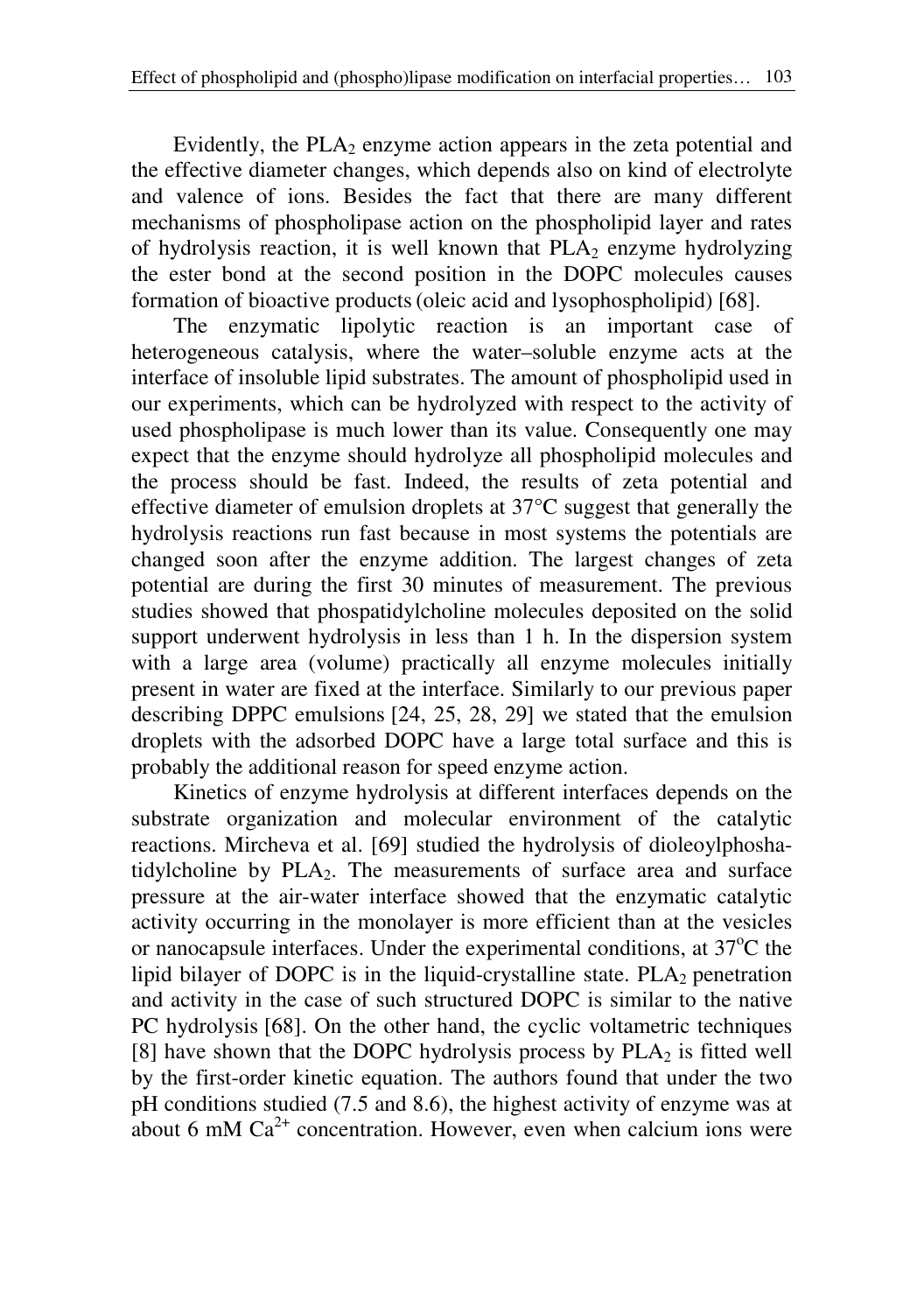Evidently, the $PLA_2$ enzyme action appears in the zeta potential and the effective diameter changes, which depends also on kind of electrolyte and valence of ions. Besides the fact that there are many different mechanisms of phospholipase action on the phospholipid layer and rates of hydrolysis reaction, it is well known that $PLA_2$ enzyme hydrolyzing the ester bond at the second position in the DOPC molecules causes formation of bioactive products (oleic acid and lysophospholipid) [68].

The enzymatic lipolytic reaction is an important case of heterogeneous catalysis, where the water–soluble enzyme acts at the interface of insoluble lipid substrates. The amount of phospholipid used in our experiments, which can be hydrolyzed with respect to the activity of used phospholipase is much lower than its value. Consequently one may expect that the enzyme should hydrolyze all phospholipid molecules and the process should be fast. Indeed, the results of zeta potential and effective diameter of emulsion droplets at 37°C suggest that generally the hydrolysis reactions run fast because in most systems the potentials are changed soon after the enzyme addition. The largest changes of zeta potential are during the first 30 minutes of measurement. The previous studies showed that phospatidylcholine molecules deposited on the solid support underwent hydrolysis in less than 1 h. In the dispersion system with a large area (volume) practically all enzyme molecules initially present in water are fixed at the interface. Similarly to our previous paper describing DPPC emulsions [24, 25, 28, 29] we stated that the emulsion droplets with the adsorbed DOPC have a large total surface and this is probably the additional reason for speed enzyme action.

Kinetics of enzyme hydrolysis at different interfaces depends on the substrate organization and molecular environment of the catalytic reactions. Mircheva et al. [69] studied the hydrolysis of dioleoylphoshatidylcholine by $PLA_2$. The measurements of surface area and surface pressure at the air-water interface showed that the enzymatic catalytic activity occurring in the monolayer is more efficient than at the vesicles or nanocapsule interfaces. Under the experimental conditions, at 37°C the lipid bilayer of DOPC is in the liquid-crystalline state. $PLA_2$ penetration and activity in the case of such structured DOPC is similar to the native PC hydrolysis [68]. On the other hand, the cyclic voltametric techniques [8] have shown that the DOPC hydrolysis process by $PLA_2$ is fitted well by the first-order kinetic equation. The authors found that under the two pH conditions studied (7.5 and 8.6), the highest activity of enzyme was at about 6 mM $Ca^{2+}$ concentration. However, even when calcium ions were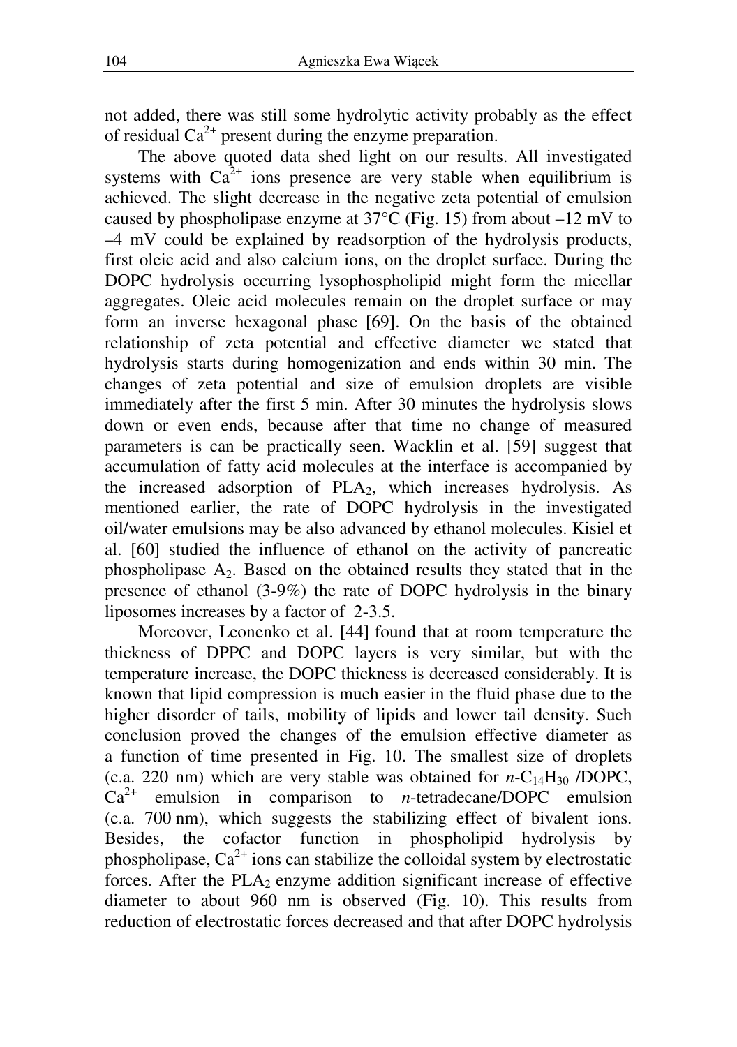not added, there was still some hydrolytic activity probably as the effect of residual $Ca^{2+}$ present during the enzyme preparation.

The above quoted data shed light on our results. All investigated systems with $Ca^{2+}$ ions presence are very stable when equilibrium is achieved. The slight decrease in the negative zeta potential of emulsion caused by phospholipase enzyme at 37°C (Fig. 15) from about –12 mV to –4 mV could be explained by readsorption of the hydrolysis products, first oleic acid and also calcium ions, on the droplet surface. During the DOPC hydrolysis occurring lysophospholipid might form the micellar aggregates. Oleic acid molecules remain on the droplet surface or may form an inverse hexagonal phase [69]. On the basis of the obtained relationship of zeta potential and effective diameter we stated that hydrolysis starts during homogenization and ends within 30 min. The changes of zeta potential and size of emulsion droplets are visible immediately after the first 5 min. After 30 minutes the hydrolysis slows down or even ends, because after that time no change of measured parameters is can be practically seen. Wacklin et al. [59] suggest that accumulation of fatty acid molecules at the interface is accompanied by the increased adsorption of $PLA_2$, which increases hydrolysis. As mentioned earlier, the rate of DOPC hydrolysis in the investigated oil/water emulsions may be also advanced by ethanol molecules. Kisiel et al. [60] studied the influence of ethanol on the activity of pancreatic phospholipase $A_2$. Based on the obtained results they stated that in the presence of ethanol (3-9%) the rate of DOPC hydrolysis in the binary liposomes increases by a factor of 2-3.5.

Moreover, Leonenko et al. [44] found that at room temperature the thickness of DPPC and DOPC layers is very similar, but with the temperature increase, the DOPC thickness is decreased considerably. It is known that lipid compression is much easier in the fluid phase due to the higher disorder of tails, mobility of lipids and lower tail density. Such conclusion proved the changes of the emulsion effective diameter as a function of time presented in Fig. 10. The smallest size of droplets (c.a. 220 nm) which are very stable was obtained for $n$-$C_{14}H_{30}$ /DOPC, $Ca^{2+}$ emulsion in comparison to *n*-tetradecane/DOPC emulsion (c.a. 700 nm), which suggests the stabilizing effect of bivalent ions. Besides, the cofactor function in phospholipid hydrolysis by phospholipase, $Ca^{2+}$ ions can stabilize the colloidal system by electrostatic forces. After the $PLA_2$ enzyme addition significant increase of effective diameter to about 960 nm is observed (Fig. 10). This results from reduction of electrostatic forces decreased and that after DOPC hydrolysis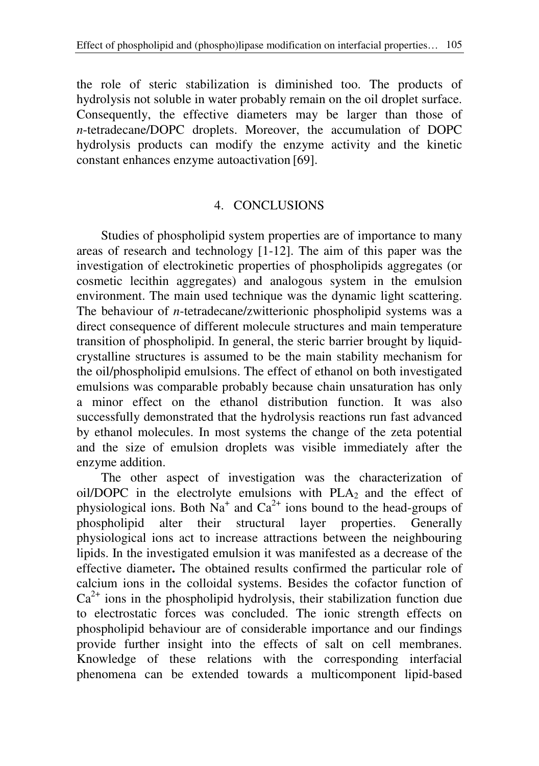the role of steric stabilization is diminished too. The products of hydrolysis not soluble in water probably remain on the oil droplet surface. Consequently, the effective diameters may be larger than those of *n*-tetradecane/DOPC droplets. Moreover, the accumulation of DOPC hydrolysis products can modify the enzyme activity and the kinetic constant enhances enzyme autoactivation [69].

## 4. CONCLUSIONS

Studies of phospholipid system properties are of importance to many areas of research and technology [1-12]. The aim of this paper was the investigation of electrokinetic properties of phospholipids aggregates (or cosmetic lecithin aggregates) and analogous system in the emulsion environment. The main used technique was the dynamic light scattering. The behaviour of *n*-tetradecane/zwitterionic phospholipid systems was a direct consequence of different molecule structures and main temperature transition of phospholipid. In general, the steric barrier brought by liquid-crystalline structures is assumed to be the main stability mechanism for the oil/phospholipid emulsions. The effect of ethanol on both investigated emulsions was comparable probably because chain unsaturation has only a minor effect on the ethanol distribution function. It was also successfully demonstrated that the hydrolysis reactions run fast advanced by ethanol molecules. In most systems the change of the zeta potential and the size of emulsion droplets was visible immediately after the enzyme addition.

The other aspect of investigation was the characterization of oil/DOPC in the electrolyte emulsions with $PLA_2$ and the effect of physiological ions. Both $Na^+$ and $Ca^{2+}$ ions bound to the head-groups of phospholipid alter their structural layer properties. Generally physiological ions act to increase attractions between the neighbouring lipids. In the investigated emulsion it was manifested as a decrease of the effective diameter**.** The obtained results confirmed the particular role of calcium ions in the colloidal systems. Besides the cofactor function of $Ca^{2+}$ ions in the phospholipid hydrolysis, their stabilization function due to electrostatic forces was concluded. The ionic strength effects on phospholipid behaviour are of considerable importance and our findings provide further insight into the effects of salt on cell membranes. Knowledge of these relations with the corresponding interfacial phenomena can be extended towards a multicomponent lipid-based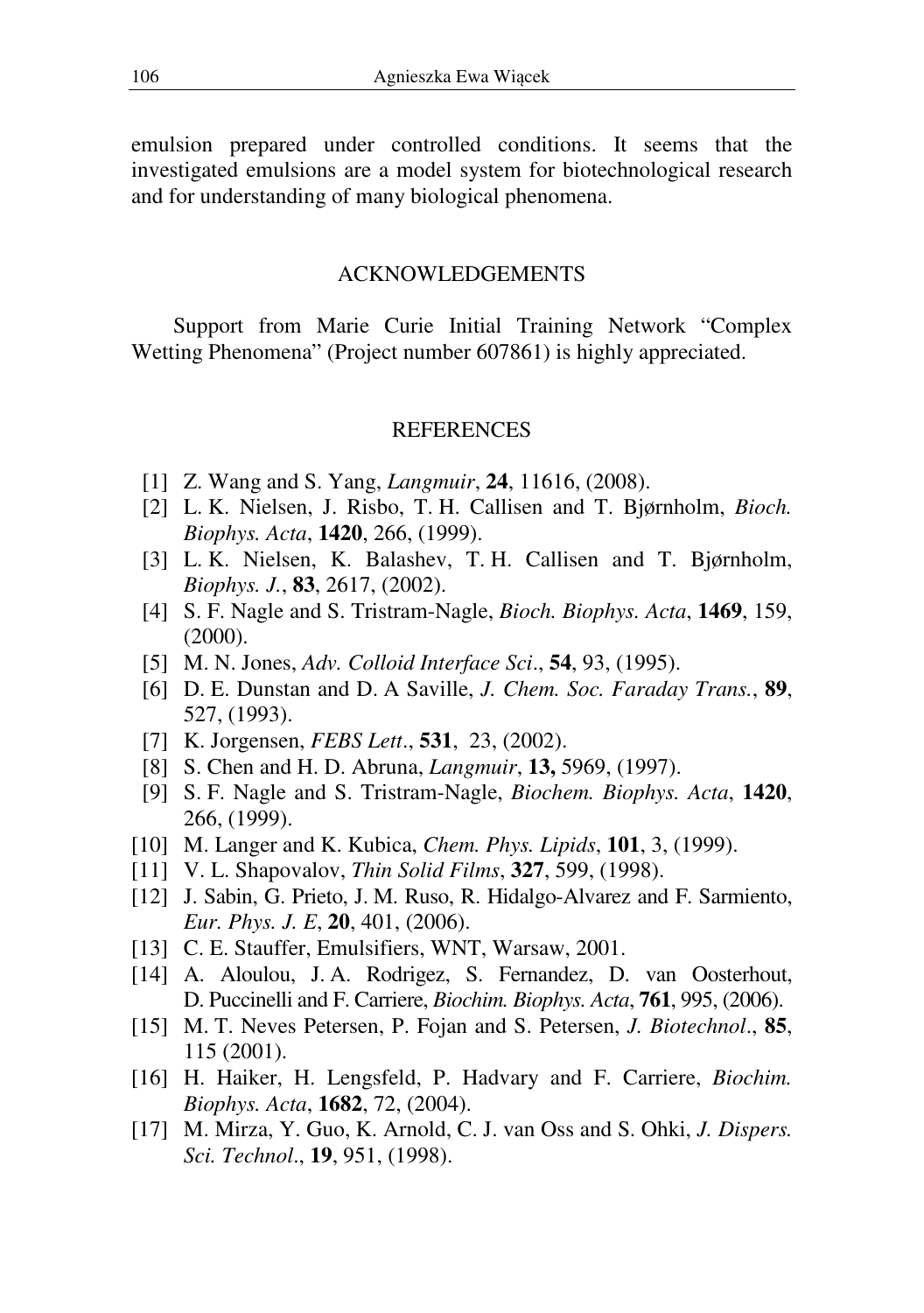emulsion prepared under controlled conditions. It seems that the investigated emulsions are a model system for biotechnological research and for understanding of many biological phenomena.

## ACKNOWLEDGEMENTS

Support from Marie Curie Initial Training Network "Complex Wetting Phenomena" (Project number 607861) is highly appreciated.

## REFERENCES

[1] Z. Wang and S. Yang, *Langmuir*, **24**, 11616, (2008).

[2] L. K. Nielsen, J. Risbo, T. H. Callisen and T. Bjørnholm, *Bioch. Biophys. Acta*, **1420**, 266, (1999).

[3] L. K. Nielsen, K. Balashev, T. H. Callisen and T. Bjørnholm, *Biophys. J.*, **83**, 2617, (2002).

[4] S. F. Nagle and S. Tristram-Nagle, *Bioch. Biophys. Acta*, **1469**, 159, (2000).

[5] M. N. Jones, *Adv. Colloid Interface Sci*., **54**, 93, (1995).

[6] D. E. Dunstan and D. A Saville, *J. Chem. Soc. Faraday Trans.*, **89**, 527, (1993).

[7] K. Jorgensen, *FEBS Lett*., **531**, 23, (2002).

[8] S. Chen and H. D. Abruna, *Langmuir*, **13,** 5969, (1997).

[9] S. F. Nagle and S. Tristram-Nagle, *Biochem. Biophys. Acta*, **1420**, 266, (1999).

[10] M. Langer and K. Kubica, *Chem. Phys. Lipids*, **101**, 3, (1999).

[11] V. L. Shapovalov, *Thin Solid Films*, **327**, 599, (1998).

[12] J. Sabin, G. Prieto, J. M. Ruso, R. Hidalgo-Alvarez and F. Sarmiento, *Eur. Phys. J. E*, **20**, 401, (2006).

[13] C. E. Stauffer, Emulsifiers, WNT, Warsaw, 2001.

[14] A. Aloulou, J. A. Rodrigez, S. Fernandez, D. van Oosterhout, D. Puccinelli and F. Carriere, *Biochim. Biophys. Acta*, **761**, 995, (2006).

[15] M. T. Neves Petersen, P. Fojan and S. Petersen, *J. Biotechnol*., **85**, 115 (2001).

[16] H. Haiker, H. Lengsfeld, P. Hadvary and F. Carriere, *Biochim. Biophys. Acta*, **1682**, 72, (2004).

[17] M. Mirza, Y. Guo, K. Arnold, C. J. van Oss and S. Ohki, *J. Dispers. Sci. Technol*., **19**, 951, (1998).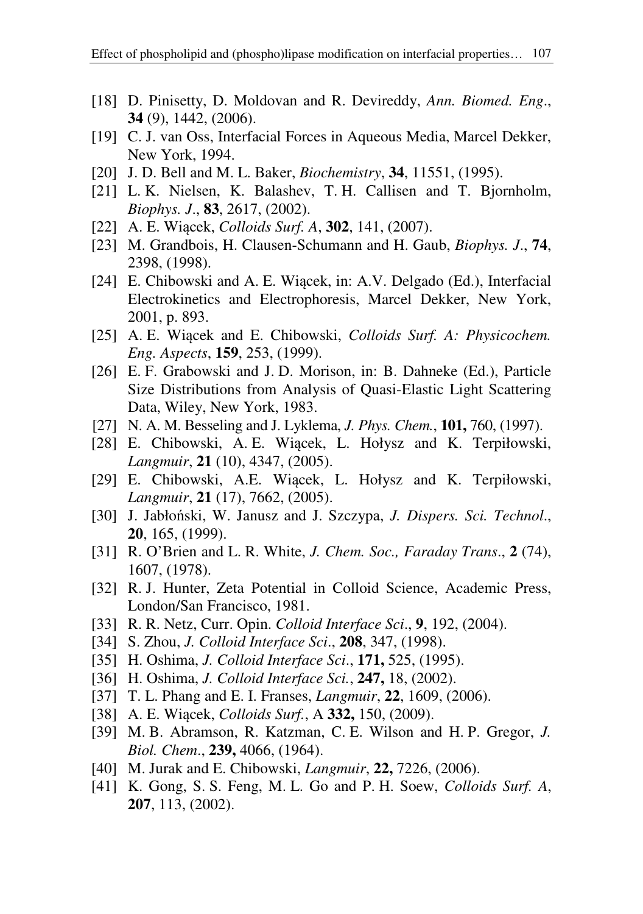[18] D. Pinisetty, D. Moldovan and R. Devireddy, *Ann. Biomed. Eng*., **34** (9), 1442, (2006).

[19] C. J. van Oss, Interfacial Forces in Aqueous Media, Marcel Dekker, New York, 1994.

[20] J. D. Bell and M. L. Baker, *Biochemistry*, **34**, 11551, (1995).

[21] L. K. Nielsen, K. Balashev, T. H. Callisen and T. Bjornholm, *Biophys. J*., **83**, 2617, (2002).

[22] A. E. Wiącek, *Colloids Surf. A*, **302**, 141, (2007).

[23] M. Grandbois, H. Clausen-Schumann and H. Gaub, *Biophys. J*., **74**, 2398, (1998).

[24] E. Chibowski and A. E. Wiącek, in: A.V. Delgado (Ed.), Interfacial Electrokinetics and Electrophoresis, Marcel Dekker, New York, 2001, p. 893.

[25] A. E. Wiącek and E. Chibowski, *Colloids Surf. A: Physicochem. Eng. Aspects*, **159**, 253, (1999).

[26] E. F. Grabowski and J. D. Morison, in: B. Dahneke (Ed.), Particle Size Distributions from Analysis of Quasi-Elastic Light Scattering Data, Wiley, New York, 1983.

[27] N. A. M. Besseling and J. Lyklema, *J. Phys. Chem.*, **101,** 760, (1997).

[28] E. Chibowski, A. E. Wiącek, L. Hołysz and K. Terpiłowski, *Langmuir*, **21** (10), 4347, (2005).

[29] E. Chibowski, A.E. Wiącek, L. Hołysz and K. Terpiłowski, *Langmuir*, **21** (17), 7662, (2005).

[30] J. Jabłoński, W. Janusz and J. Szczypa, *J. Dispers. Sci. Technol*., **20**, 165, (1999).

[31] R. O'Brien and L. R. White, *J. Chem. Soc., Faraday Trans*., **2** (74), 1607, (1978).

[32] R. J. Hunter, Zeta Potential in Colloid Science, Academic Press, London/San Francisco, 1981.

[33] R. R. Netz, Curr. Opin. *Colloid Interface Sci*., **9**, 192, (2004).

[34] S. Zhou, *J. Colloid Interface Sci*., **208**, 347, (1998).

[35] H. Oshima, *J. Colloid Interface Sci*., **171,** 525, (1995).

[36] H. Oshima, *J. Colloid Interface Sci.*, **247,** 18, (2002).

[37] T. L. Phang and E. I. Franses, *Langmuir*, **22**, 1609, (2006).

[38] A. E. Wiącek, *Colloids Surf.*, A **332,** 150, (2009).

[39] M. B. Abramson, R. Katzman, C. E. Wilson and H. P. Gregor, *J. Biol. Chem*., **239,** 4066, (1964).

[40] M. Jurak and E. Chibowski, *Langmuir*, **22,** 7226, (2006).

[41] K. Gong, S. S. Feng, M. L. Go and P. H. Soew, *Colloids Surf. A*, **207**, 113, (2002).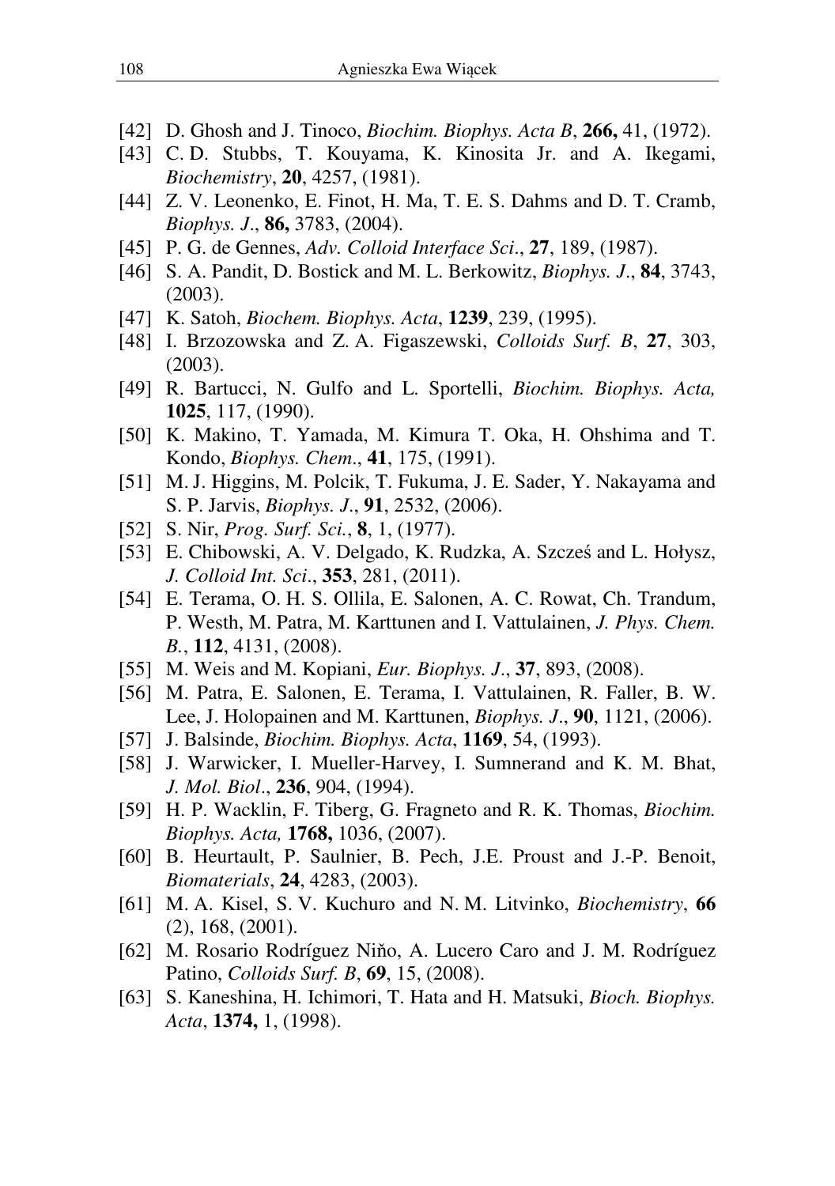[42] D. Ghosh and J. Tinoco, *Biochim. Biophys. Acta B*, **266,** 41, (1972).

[43] C. D. Stubbs, T. Kouyama, K. Kinosita Jr. and A. Ikegami, *Biochemistry*, **20**, 4257, (1981).

[44] Z. V. Leonenko, E. Finot, H. Ma, T. E. S. Dahms and D. T. Cramb, *Biophys. J*., **86,** 3783, (2004).

[45] P. G. de Gennes, *Adv. Colloid Interface Sci*., **27**, 189, (1987).

[46] S. A. Pandit, D. Bostick and M. L. Berkowitz, *Biophys. J*., **84**, 3743, (2003).

[47] K. Satoh, *Biochem. Biophys. Acta*, **1239**, 239, (1995).

[48] I. Brzozowska and Z. A. Figaszewski, *Colloids Surf. B*, **27**, 303, (2003).

[49] R. Bartucci, N. Gulfo and L. Sportelli, *Biochim. Biophys. Acta,* **1025**, 117, (1990).

[50] K. Makino, T. Yamada, M. Kimura T. Oka, H. Ohshima and T. Kondo, *Biophys. Chem*., **41**, 175, (1991).

[51] M. J. Higgins, M. Polcik, T. Fukuma, J. E. Sader, Y. Nakayama and S. P. Jarvis, *Biophys. J*., **91**, 2532, (2006).

[52] S. Nir, *Prog. Surf. Sci.*, **8**, 1, (1977).

[53] E. Chibowski, A. V. Delgado, K. Rudzka, A. Szcześ and L. Hołysz, *J. Colloid Int. Sci*., **353**, 281, (2011).

[54] E. Terama, O. H. S. Ollila, E. Salonen, A. C. Rowat, Ch. Trandum, P. Westh, M. Patra, M. Karttunen and I. Vattulainen, *J. Phys. Chem. B.*, **112**, 4131, (2008).

[55] M. Weis and M. Kopiani, *Eur. Biophys. J*., **37**, 893, (2008).

[56] M. Patra, E. Salonen, E. Terama, I. Vattulainen, R. Faller, B. W. Lee, J. Holopainen and M. Karttunen, *Biophys. J*., **90**, 1121, (2006).

[57] J. Balsinde, *Biochim. Biophys. Acta*, **1169**, 54, (1993).

[58] J. Warwicker, I. Mueller-Harvey, I. Sumnerand and K. M. Bhat, *J. Mol. Biol*., **236**, 904, (1994).

[59] H. P. Wacklin, F. Tiberg, G. Fragneto and R. K. Thomas, *Biochim. Biophys. Acta,* **1768,** 1036, (2007).

[60] B. Heurtault, P. Saulnier, B. Pech, J.E. Proust and J.-P. Benoit, *Biomaterials*, **24**, 4283, (2003).

[61] M. A. Kisel, S. V. Kuchuro and N. M. Litvinko, *Biochemistry*, **66** (2), 168, (2001).

[62] M. Rosario Rodríguez Niňo, A. Lucero Caro and J. M. Rodríguez Patino, *Colloids Surf. B*, **69**, 15, (2008).

[63] S. Kaneshina, H. Ichimori, T. Hata and H. Matsuki, *Bioch. Biophys. Acta*, **1374,** 1, (1998).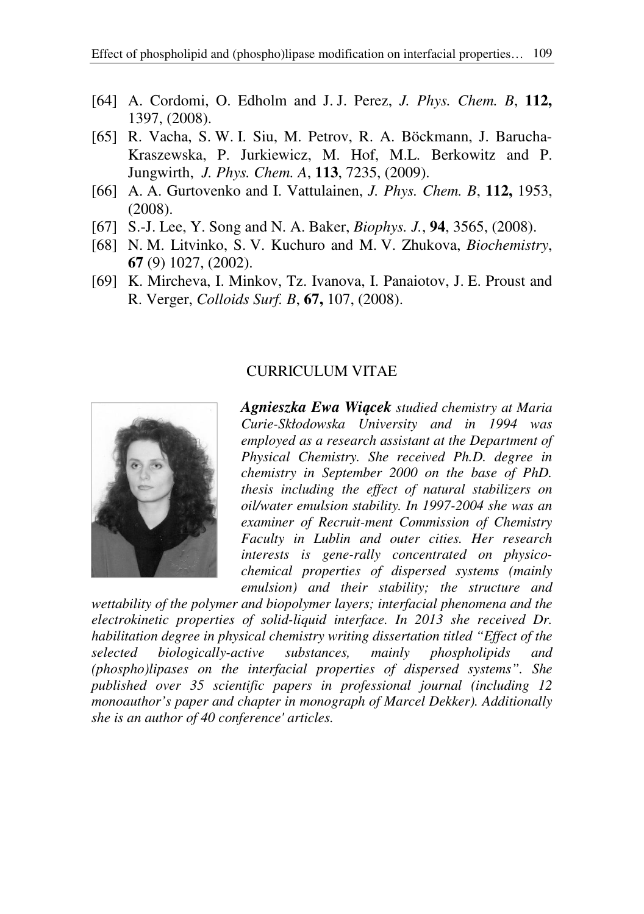[64] A. Cordomi, O. Edholm and J. J. Perez, *J. Phys. Chem. B*, **112,** 1397, (2008).

[65] R. Vacha, S. W. I. Siu, M. Petrov, R. A. Böckmann, J. Barucha-Kraszewska, P. Jurkiewicz, M. Hof, M.L. Berkowitz and P. Jungwirth, *J. Phys. Chem. A*, **113**, 7235, (2009).

[66] A. A. Gurtovenko and I. Vattulainen, *J. Phys. Chem. B*, **112,** 1953, (2008).

[67] S.-J. Lee, Y. Song and N. A. Baker, *Biophys. J.*, **94**, 3565, (2008).

[68] N. M. Litvinko, S. V. Kuchuro and M. V. Zhukova, *Biochemistry*, **67** (9) 1027, (2002).

[69] K. Mircheva, I. Minkov, Tz. Ivanova, I. Panaiotov, J. E. Proust and R. Verger, *Colloids Surf. B*, **67,** 107, (2008).

## CURRICULUM VITAE

***Agnieszka Ewa Wiącek*** *studied chemistry at Maria Curie-Skłodowska University and in 1994 was employed as a research assistant at the Department of Physical Chemistry. She received Ph.D. degree in chemistry in September 2000 on the base of PhD. thesis including the effect of natural stabilizers on oil/water emulsion stability. In 1997-2004 she was an examiner of Recruit-ment Commission of Chemistry Faculty in Lublin and outer cities. Her research interests is gene-rally concentrated on physico-chemical properties of dispersed systems (mainly emulsion) and their stability; the structure and wettability of the polymer and biopolymer layers; interfacial phenomena and the electrokinetic properties of solid-liquid interface. In 2013 she received Dr. habilitation degree in physical chemistry writing dissertation titled "Effect of the selected biologically-active substances, mainly phospholipids and (phospho)lipases on the interfacial properties of dispersed systems". She published over 35 scientific papers in professional journal (including 12 monoauthor's paper and chapter in monograph of Marcel Dekker). Additionally she is an author of 40 conference' articles.*